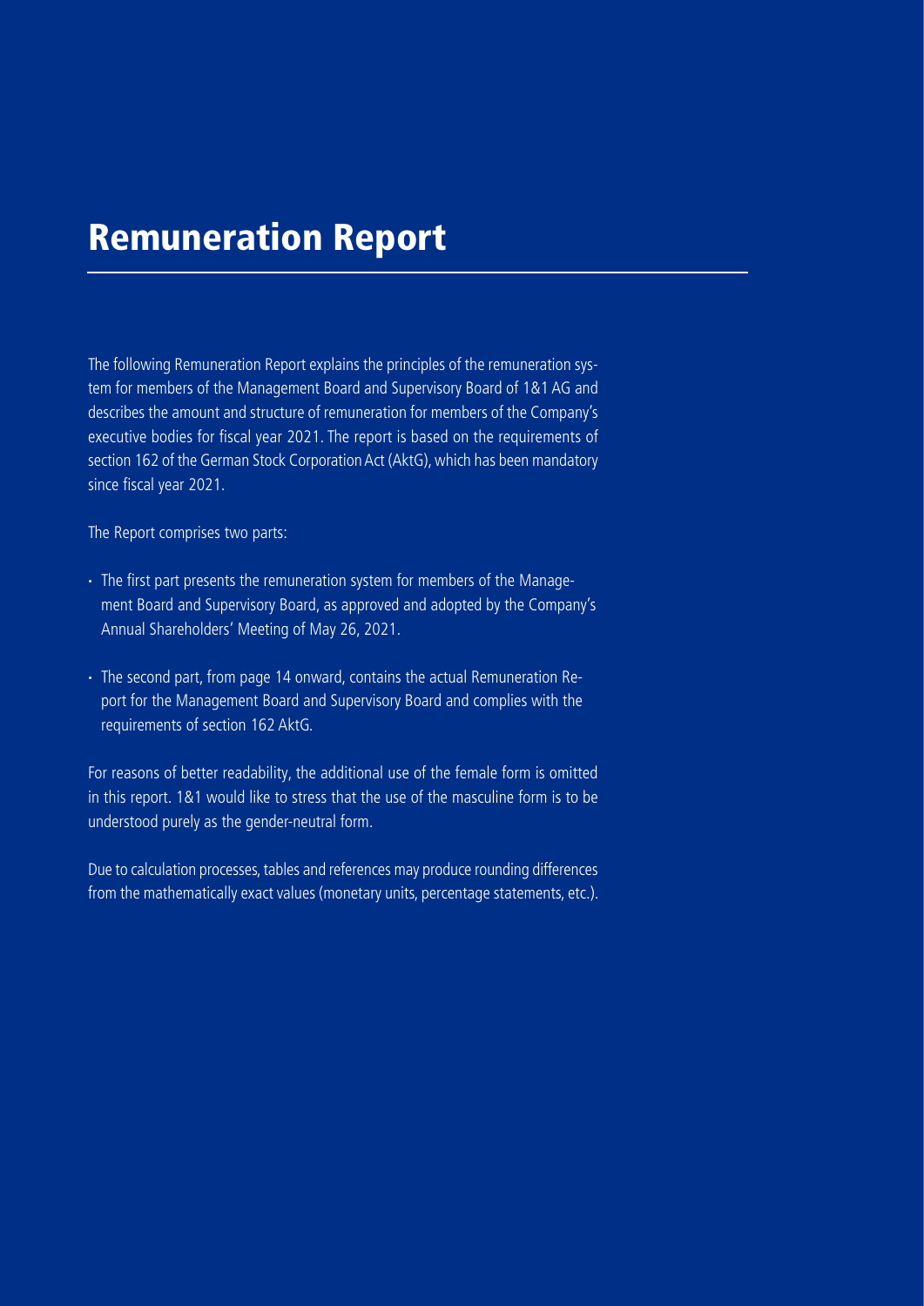# Remuneration Report

The following Remuneration Report explains the principles of the remuneration system for members of the Management Board and Supervisory Board of 1&1 AG and describes the amount and structure of remuneration for members of the Company's executive bodies for fiscal year 2021. The report is based on the requirements of section 162 of the German Stock Corporation Act (AktG), which has been mandatory since fiscal year 2021.

The Report comprises two parts:

- The first part presents the remuneration system for members of the Management Board and Supervisory Board, as approved and adopted by the Company's Annual Shareholders' Meeting of May 26, 2021.
- The second part, from page 14 onward, contains the actual Remuneration Report for the Management Board and Supervisory Board and complies with the requirements of section 162 AktG.

For reasons of better readability, the additional use of the female form is omitted in this report. 1&1 would like to stress that the use of the masculine form is to be understood purely as the gender-neutral form.

Due to calculation processes, tables and references may produce rounding differences from the mathematically exact values (monetary units, percentage statements, etc.).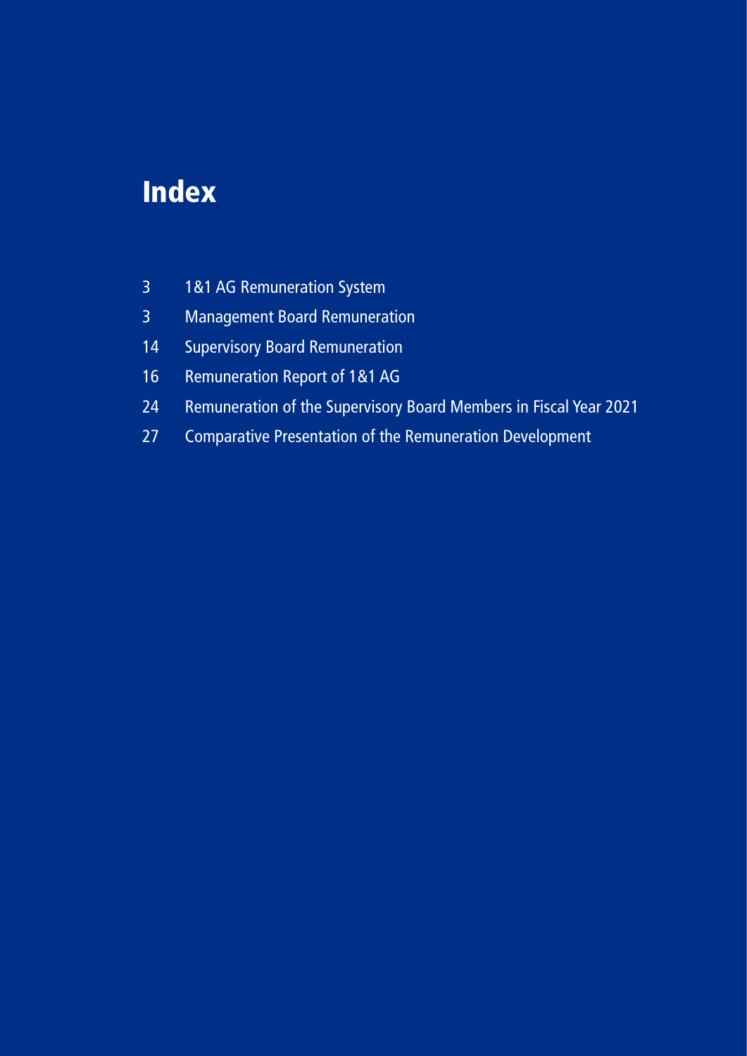# Index

| | |
|---|---|
| 3 | 1&1 AG Remuneration System |
| 3 | Management Board Remuneration |
| 14 | Supervisory Board Remuneration |
| 16 | Remuneration Report of 1&1 AG |
| 24 | Remuneration of the Supervisory Board Members in Fiscal Year 2021 |
| 27 | Comparative Presentation of the Remuneration Development |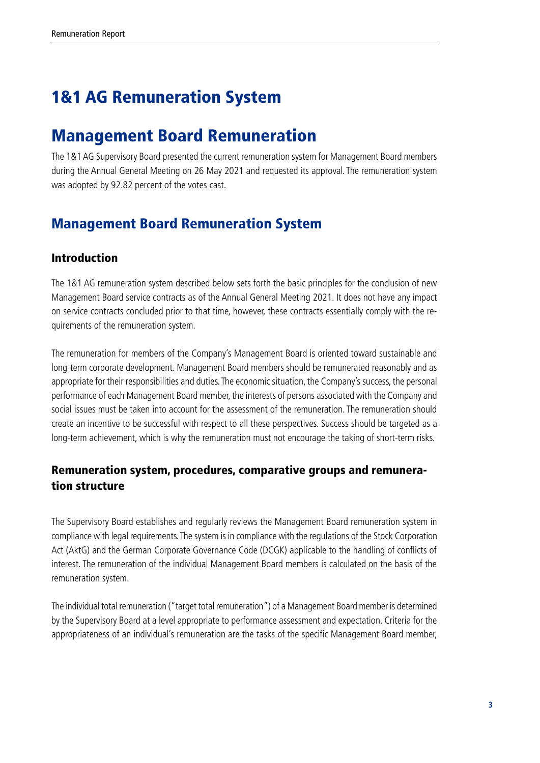# 1&1 AG Remuneration System

# Management Board Remuneration

The 1&1 AG Supervisory Board presented the current remuneration system for Management Board members during the Annual General Meeting on 26 May 2021 and requested its approval. The remuneration system was adopted by 92.82 percent of the votes cast.

## Management Board Remuneration System

### Introduction

The 1&1 AG remuneration system described below sets forth the basic principles for the conclusion of new Management Board service contracts as of the Annual General Meeting 2021. It does not have any impact on service contracts concluded prior to that time, however, these contracts essentially comply with the requirements of the remuneration system.

The remuneration for members of the Company's Management Board is oriented toward sustainable and long-term corporate development. Management Board members should be remunerated reasonably and as appropriate for their responsibilities and duties. The economic situation, the Company's success, the personal performance of each Management Board member, the interests of persons associated with the Company and social issues must be taken into account for the assessment of the remuneration. The remuneration should create an incentive to be successful with respect to all these perspectives. Success should be targeted as a long-term achievement, which is why the remuneration must not encourage the taking of short-term risks.

### Remuneration system, procedures, comparative groups and remuneration structure

The Supervisory Board establishes and regularly reviews the Management Board remuneration system in compliance with legal requirements. The system is in compliance with the regulations of the Stock Corporation Act (AktG) and the German Corporate Governance Code (DCGK) applicable to the handling of conflicts of interest. The remuneration of the individual Management Board members is calculated on the basis of the remuneration system.

The individual total remuneration ("target total remuneration") of a Management Board member is determined by the Supervisory Board at a level appropriate to performance assessment and expectation. Criteria for the appropriateness of an individual's remuneration are the tasks of the specific Management Board member,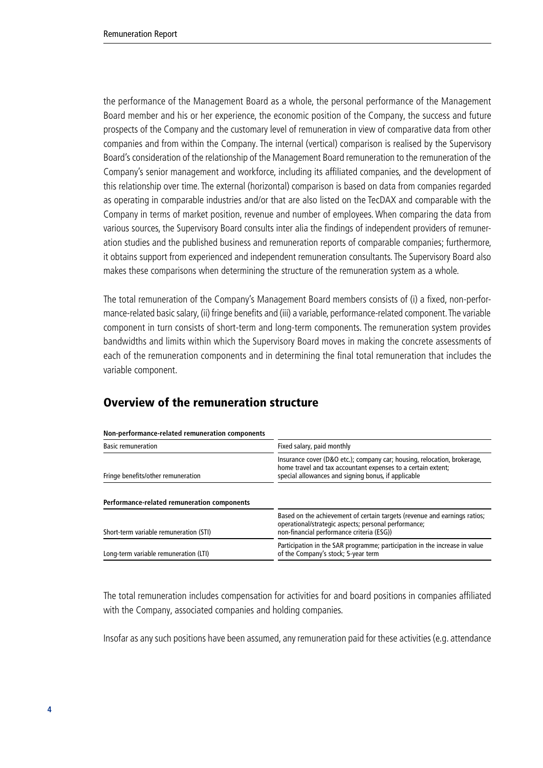the performance of the Management Board as a whole, the personal performance of the Management Board member and his or her experience, the economic position of the Company, the success and future prospects of the Company and the customary level of remuneration in view of comparative data from other companies and from within the Company. The internal (vertical) comparison is realised by the Supervisory Board's consideration of the relationship of the Management Board remuneration to the remuneration of the Company's senior management and workforce, including its affiliated companies, and the development of this relationship over time. The external (horizontal) comparison is based on data from companies regarded as operating in comparable industries and/or that are also listed on the TecDAX and comparable with the Company in terms of market position, revenue and number of employees. When comparing the data from various sources, the Supervisory Board consults inter alia the findings of independent providers of remuneration studies and the published business and remuneration reports of comparable companies; furthermore, it obtains support from experienced and independent remuneration consultants. The Supervisory Board also makes these comparisons when determining the structure of the remuneration system as a whole.

The total remuneration of the Company's Management Board members consists of (i) a fixed, non-performance-related basic salary, (ii) fringe benefits and (iii) a variable, performance-related component. The variable component in turn consists of short-term and long-term components. The remuneration system provides bandwidths and limits within which the Supervisory Board moves in making the concrete assessments of each of the remuneration components and in determining the final total remuneration that includes the variable component.

## Overview of the remuneration structure

| **Non-performance-related remuneration components** | |
|---|---|
| Basic remuneration | Fixed salary, paid monthly |
| Fringe benefits/other remuneration | Insurance cover (D&O etc.); company car; housing, relocation, brokerage, home travel and tax accountant expenses to a certain extent; special allowances and signing bonus, if applicable |
| **Performance-related remuneration components** | |
| Short-term variable remuneration (STI) | Based on the achievement of certain targets (revenue and earnings ratios; operational/strategic aspects; personal performance; non-financial performance criteria (ESG)) |
| Long-term variable remuneration (LTI) | Participation in the SAR programme; participation in the increase in value of the Company's stock; 5-year term |

The total remuneration includes compensation for activities for and board positions in companies affiliated with the Company, associated companies and holding companies.

Insofar as any such positions have been assumed, any remuneration paid for these activities (e.g. attendance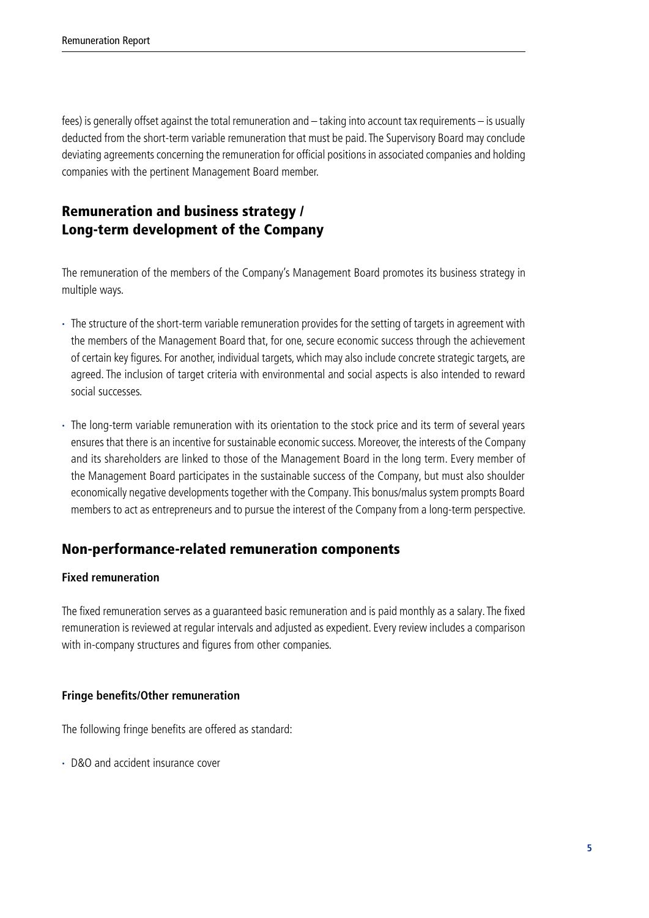fees) is generally offset against the total remuneration and – taking into account tax requirements – is usually deducted from the short-term variable remuneration that must be paid. The Supervisory Board may conclude deviating agreements concerning the remuneration for official positions in associated companies and holding companies with the pertinent Management Board member.

## Remuneration and business strategy / Long-term development of the Company

The remuneration of the members of the Company's Management Board promotes its business strategy in multiple ways.

- The structure of the short-term variable remuneration provides for the setting of targets in agreement with the members of the Management Board that, for one, secure economic success through the achievement of certain key figures. For another, individual targets, which may also include concrete strategic targets, are agreed. The inclusion of target criteria with environmental and social aspects is also intended to reward social successes.
- The long-term variable remuneration with its orientation to the stock price and its term of several years ensures that there is an incentive for sustainable economic success. Moreover, the interests of the Company and its shareholders are linked to those of the Management Board in the long term. Every member of the Management Board participates in the sustainable success of the Company, but must also shoulder economically negative developments together with the Company. This bonus/malus system prompts Board members to act as entrepreneurs and to pursue the interest of the Company from a long-term perspective.

## Non-performance-related remuneration components

### Fixed remuneration

The fixed remuneration serves as a guaranteed basic remuneration and is paid monthly as a salary. The fixed remuneration is reviewed at regular intervals and adjusted as expedient. Every review includes a comparison with in-company structures and figures from other companies.

### Fringe benefits/Other remuneration

The following fringe benefits are offered as standard:

- D&O and accident insurance cover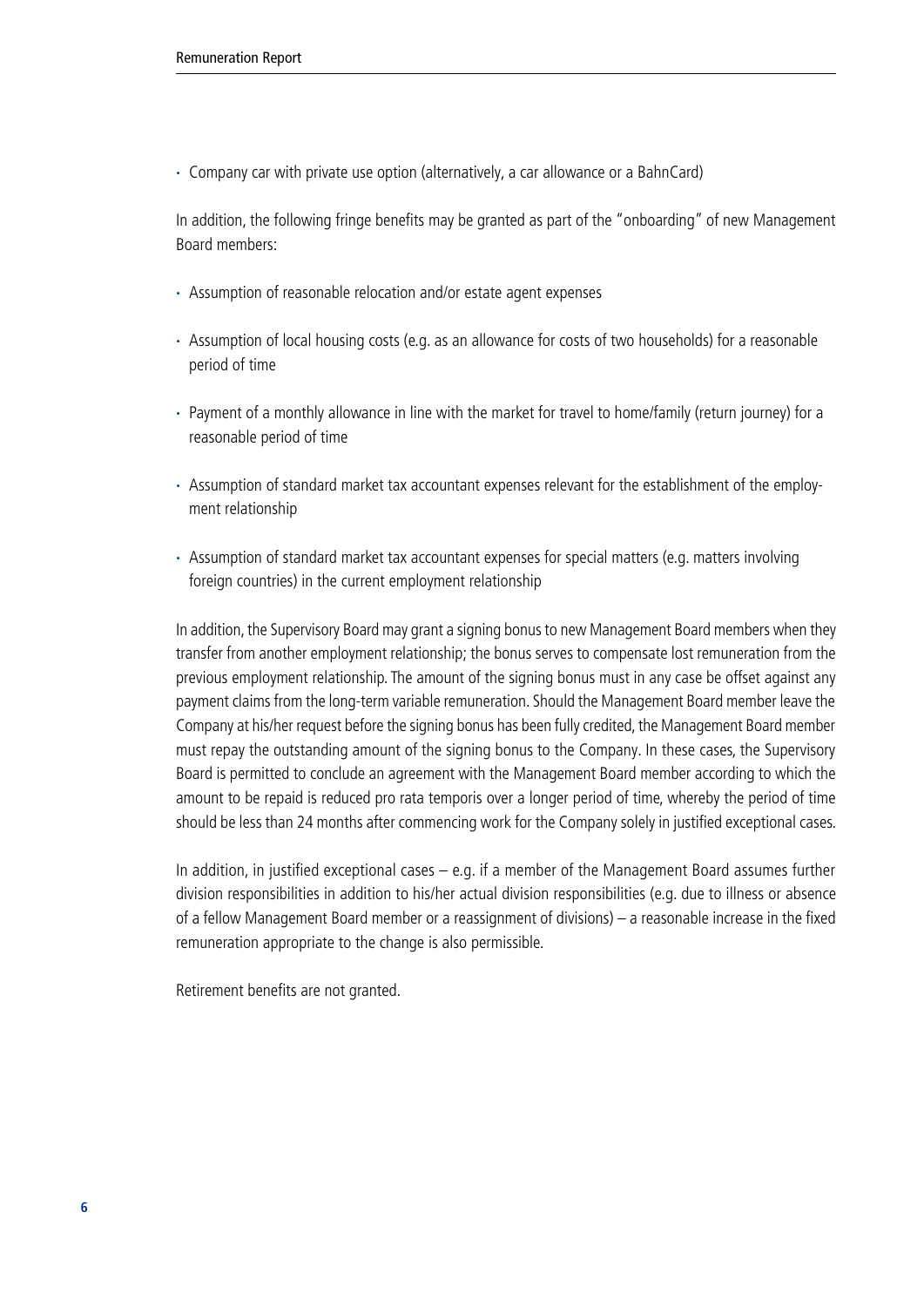- Company car with private use option (alternatively, a car allowance or a BahnCard)

In addition, the following fringe benefits may be granted as part of the "onboarding" of new Management Board members:

- Assumption of reasonable relocation and/or estate agent expenses
- Assumption of local housing costs (e.g. as an allowance for costs of two households) for a reasonable period of time
- Payment of a monthly allowance in line with the market for travel to home/family (return journey) for a reasonable period of time
- Assumption of standard market tax accountant expenses relevant for the establishment of the employment relationship
- Assumption of standard market tax accountant expenses for special matters (e.g. matters involving foreign countries) in the current employment relationship

In addition, the Supervisory Board may grant a signing bonus to new Management Board members when they transfer from another employment relationship; the bonus serves to compensate lost remuneration from the previous employment relationship. The amount of the signing bonus must in any case be offset against any payment claims from the long-term variable remuneration. Should the Management Board member leave the Company at his/her request before the signing bonus has been fully credited, the Management Board member must repay the outstanding amount of the signing bonus to the Company. In these cases, the Supervisory Board is permitted to conclude an agreement with the Management Board member according to which the amount to be repaid is reduced pro rata temporis over a longer period of time, whereby the period of time should be less than 24 months after commencing work for the Company solely in justified exceptional cases.

In addition, in justified exceptional cases – e.g. if a member of the Management Board assumes further division responsibilities in addition to his/her actual division responsibilities (e.g. due to illness or absence of a fellow Management Board member or a reassignment of divisions) – a reasonable increase in the fixed remuneration appropriate to the change is also permissible.

Retirement benefits are not granted.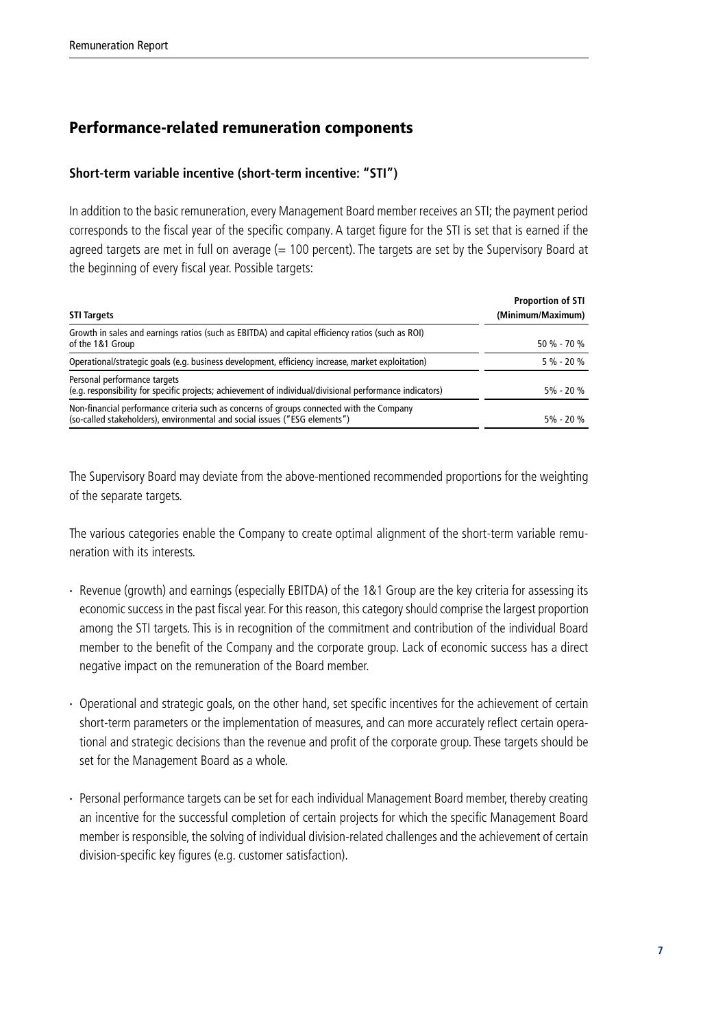## Performance-related remuneration components

### Short-term variable incentive (short-term incentive: "STI")

In addition to the basic remuneration, every Management Board member receives an STI; the payment period corresponds to the fiscal year of the specific company. A target figure for the STI is set that is earned if the agreed targets are met in full on average (= 100 percent). The targets are set by the Supervisory Board at the beginning of every fiscal year. Possible targets:

| STI Targets | Proportion of STI (Minimum/Maximum) |
|---|---|
| Growth in sales and earnings ratios (such as EBITDA) and capital efficiency ratios (such as ROI) of the 1&1 Group | 50 % - 70 % |
| Operational/strategic goals (e.g. business development, efficiency increase, market exploitation) | 5 % - 20 % |
| Personal performance targets (e.g. responsibility for specific projects; achievement of individual/divisional performance indicators) | 5% - 20 % |
| Non-financial performance criteria such as concerns of groups connected with the Company (so-called stakeholders), environmental and social issues ("ESG elements") | 5% - 20 % |

The Supervisory Board may deviate from the above-mentioned recommended proportions for the weighting of the separate targets.

The various categories enable the Company to create optimal alignment of the short-term variable remuneration with its interests.

- Revenue (growth) and earnings (especially EBITDA) of the 1&1 Group are the key criteria for assessing its economic success in the past fiscal year. For this reason, this category should comprise the largest proportion among the STI targets. This is in recognition of the commitment and contribution of the individual Board member to the benefit of the Company and the corporate group. Lack of economic success has a direct negative impact on the remuneration of the Board member.

- Operational and strategic goals, on the other hand, set specific incentives for the achievement of certain short-term parameters or the implementation of measures, and can more accurately reflect certain operational and strategic decisions than the revenue and profit of the corporate group. These targets should be set for the Management Board as a whole.

- Personal performance targets can be set for each individual Management Board member, thereby creating an incentive for the successful completion of certain projects for which the specific Management Board member is responsible, the solving of individual division-related challenges and the achievement of certain division-specific key figures (e.g. customer satisfaction).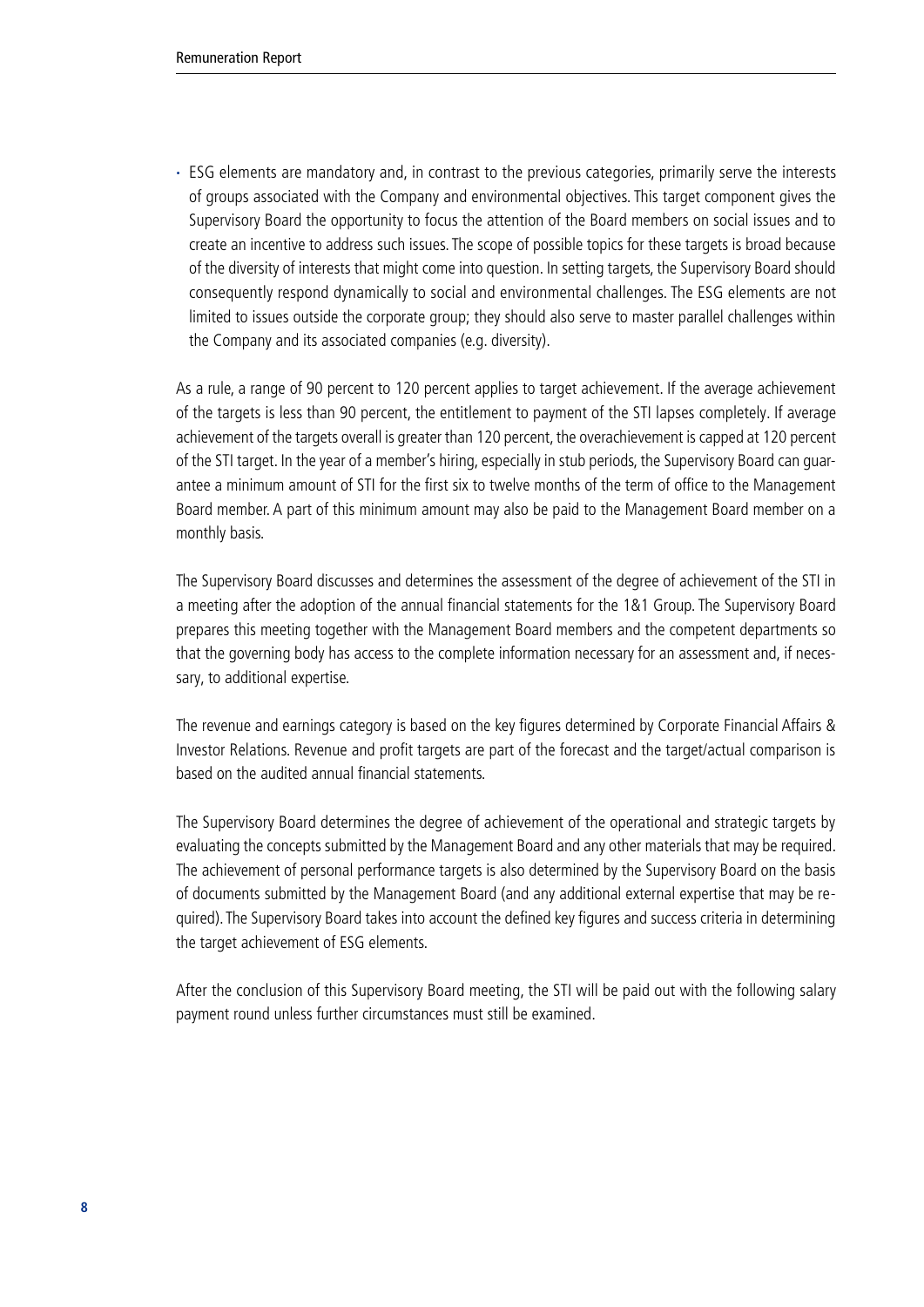- ESG elements are mandatory and, in contrast to the previous categories, primarily serve the interests of groups associated with the Company and environmental objectives. This target component gives the Supervisory Board the opportunity to focus the attention of the Board members on social issues and to create an incentive to address such issues. The scope of possible topics for these targets is broad because of the diversity of interests that might come into question. In setting targets, the Supervisory Board should consequently respond dynamically to social and environmental challenges. The ESG elements are not limited to issues outside the corporate group; they should also serve to master parallel challenges within the Company and its associated companies (e.g. diversity).

As a rule, a range of 90 percent to 120 percent applies to target achievement. If the average achievement of the targets is less than 90 percent, the entitlement to payment of the STI lapses completely. If average achievement of the targets overall is greater than 120 percent, the overachievement is capped at 120 percent of the STI target. In the year of a member's hiring, especially in stub periods, the Supervisory Board can guarantee a minimum amount of STI for the first six to twelve months of the term of office to the Management Board member. A part of this minimum amount may also be paid to the Management Board member on a monthly basis.

The Supervisory Board discusses and determines the assessment of the degree of achievement of the STI in a meeting after the adoption of the annual financial statements for the 1&1 Group. The Supervisory Board prepares this meeting together with the Management Board members and the competent departments so that the governing body has access to the complete information necessary for an assessment and, if necessary, to additional expertise.

The revenue and earnings category is based on the key figures determined by Corporate Financial Affairs & Investor Relations. Revenue and profit targets are part of the forecast and the target/actual comparison is based on the audited annual financial statements.

The Supervisory Board determines the degree of achievement of the operational and strategic targets by evaluating the concepts submitted by the Management Board and any other materials that may be required. The achievement of personal performance targets is also determined by the Supervisory Board on the basis of documents submitted by the Management Board (and any additional external expertise that may be required). The Supervisory Board takes into account the defined key figures and success criteria in determining the target achievement of ESG elements.

After the conclusion of this Supervisory Board meeting, the STI will be paid out with the following salary payment round unless further circumstances must still be examined.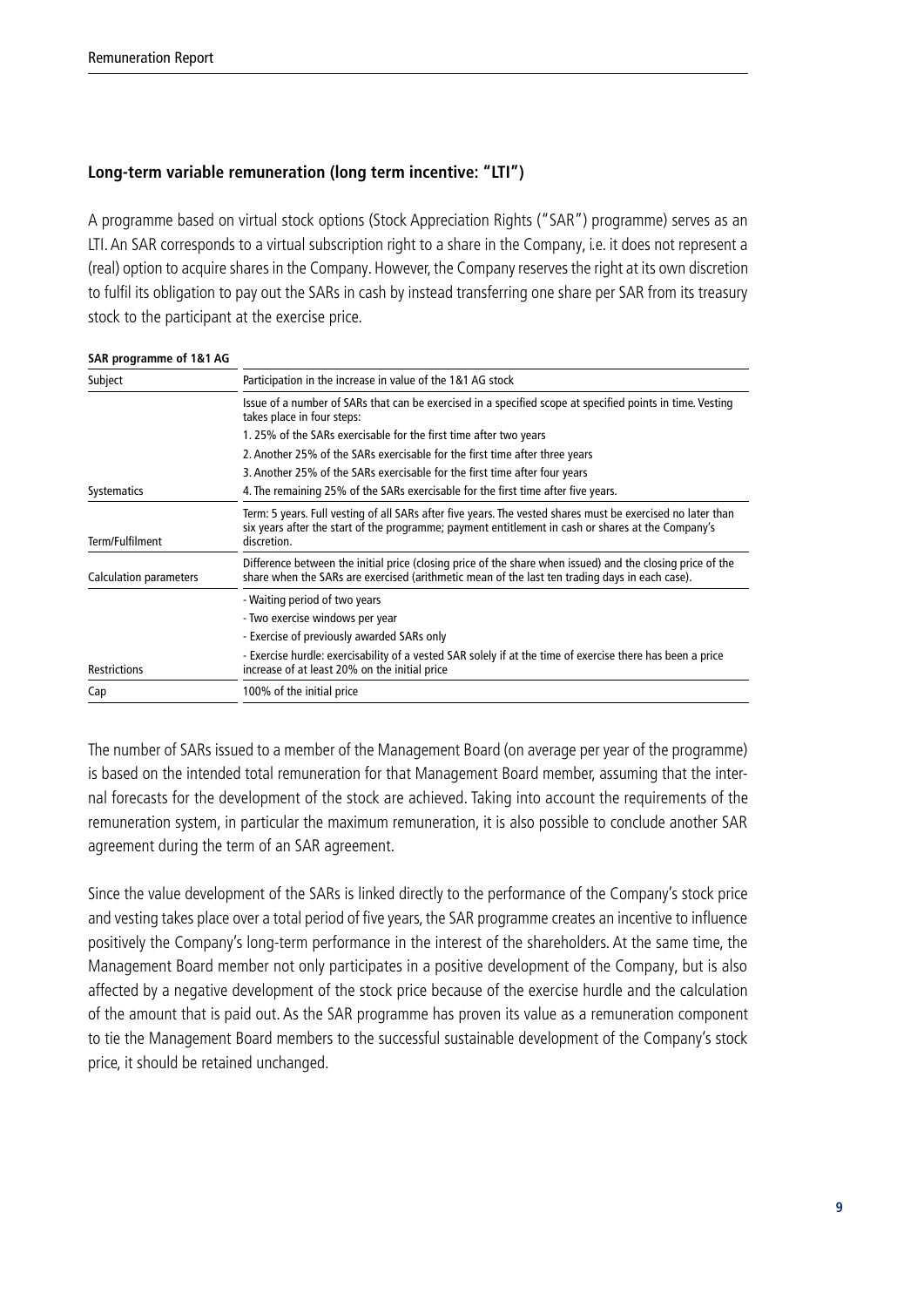### Long-term variable remuneration (long term incentive: "LTI")

A programme based on virtual stock options (Stock Appreciation Rights ("SAR") programme) serves as an LTI. An SAR corresponds to a virtual subscription right to a share in the Company, i.e. it does not represent a (real) option to acquire shares in the Company. However, the Company reserves the right at its own discretion to fulfil its obligation to pay out the SARs in cash by instead transferring one share per SAR from its treasury stock to the participant at the exercise price.

**SAR programme of 1&1 AG**

| | |
|---|---|
| Subject | Participation in the increase in value of the 1&1 AG stock |
| Systematics | Issue of a number of SARs that can be exercised in a specified scope at specified points in time. Vesting takes place in four steps:<br>1. 25% of the SARs exercisable for the first time after two years<br>2. Another 25% of the SARs exercisable for the first time after three years<br>3. Another 25% of the SARs exercisable for the first time after four years<br>4. The remaining 25% of the SARs exercisable for the first time after five years. |
| Term/Fulfilment | Term: 5 years. Full vesting of all SARs after five years. The vested shares must be exercised no later than six years after the start of the programme; payment entitlement in cash or shares at the Company's discretion. |
| Calculation parameters | Difference between the initial price (closing price of the share when issued) and the closing price of the share when the SARs are exercised (arithmetic mean of the last ten trading days in each case). |
| Restrictions | - Waiting period of two years<br>- Two exercise windows per year<br>- Exercise of previously awarded SARs only<br>- Exercise hurdle: exercisability of a vested SAR solely if at the time of exercise there has been a price increase of at least 20% on the initial price |
| Cap | 100% of the initial price |

The number of SARs issued to a member of the Management Board (on average per year of the programme) is based on the intended total remuneration for that Management Board member, assuming that the internal forecasts for the development of the stock are achieved. Taking into account the requirements of the remuneration system, in particular the maximum remuneration, it is also possible to conclude another SAR agreement during the term of an SAR agreement.

Since the value development of the SARs is linked directly to the performance of the Company's stock price and vesting takes place over a total period of five years, the SAR programme creates an incentive to influence positively the Company's long-term performance in the interest of the shareholders. At the same time, the Management Board member not only participates in a positive development of the Company, but is also affected by a negative development of the stock price because of the exercise hurdle and the calculation of the amount that is paid out. As the SAR programme has proven its value as a remuneration component to tie the Management Board members to the successful sustainable development of the Company's stock price, it should be retained unchanged.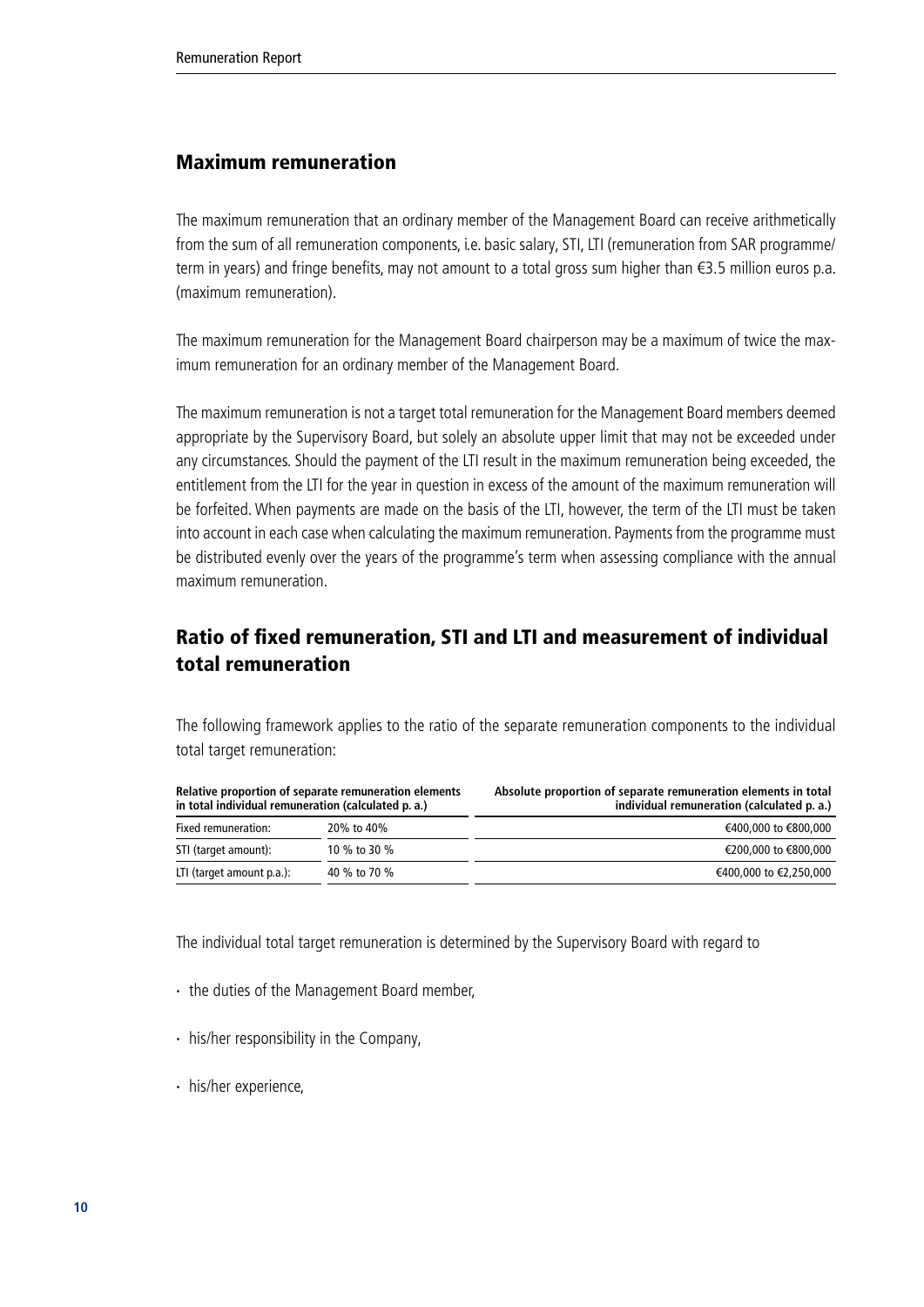## Maximum remuneration

The maximum remuneration that an ordinary member of the Management Board can receive arithmetically from the sum of all remuneration components, i.e. basic salary, STI, LTI (remuneration from SAR programme/ term in years) and fringe benefits, may not amount to a total gross sum higher than €3.5 million euros p.a. (maximum remuneration).

The maximum remuneration for the Management Board chairperson may be a maximum of twice the maximum remuneration for an ordinary member of the Management Board.

The maximum remuneration is not a target total remuneration for the Management Board members deemed appropriate by the Supervisory Board, but solely an absolute upper limit that may not be exceeded under any circumstances. Should the payment of the LTI result in the maximum remuneration being exceeded, the entitlement from the LTI for the year in question in excess of the amount of the maximum remuneration will be forfeited. When payments are made on the basis of the LTI, however, the term of the LTI must be taken into account in each case when calculating the maximum remuneration. Payments from the programme must be distributed evenly over the years of the programme's term when assessing compliance with the annual maximum remuneration.

## Ratio of fixed remuneration, STI and LTI and measurement of individual total remuneration

The following framework applies to the ratio of the separate remuneration components to the individual total target remuneration:

| Relative proportion of separate remuneration elements in total individual remuneration (calculated p. a.) | | Absolute proportion of separate remuneration elements in total individual remuneration (calculated p. a.) |
|---|---|---|
| Fixed remuneration: | 20% to 40% | €400,000 to €800,000 |
| STI (target amount): | 10 % to 30 % | €200,000 to €800,000 |
| LTI (target amount p.a.): | 40 % to 70 % | €400,000 to €2,250,000 |

The individual total target remuneration is determined by the Supervisory Board with regard to

- the duties of the Management Board member,
- his/her responsibility in the Company,
- his/her experience,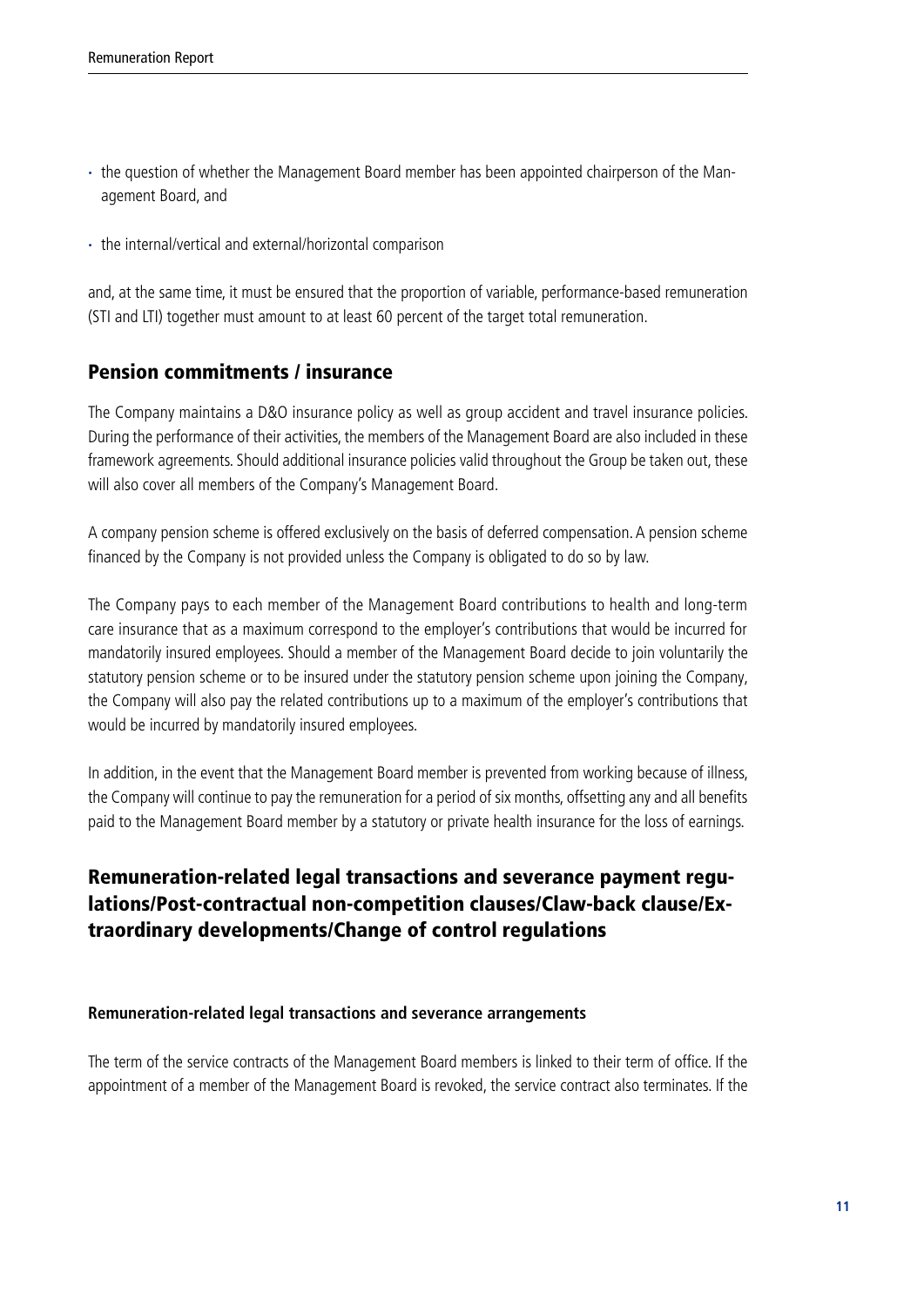- the question of whether the Management Board member has been appointed chairperson of the Management Board, and
- the internal/vertical and external/horizontal comparison

and, at the same time, it must be ensured that the proportion of variable, performance-based remuneration (STI and LTI) together must amount to at least 60 percent of the target total remuneration.

## Pension commitments / insurance

The Company maintains a D&O insurance policy as well as group accident and travel insurance policies. During the performance of their activities, the members of the Management Board are also included in these framework agreements. Should additional insurance policies valid throughout the Group be taken out, these will also cover all members of the Company's Management Board.

A company pension scheme is offered exclusively on the basis of deferred compensation. A pension scheme financed by the Company is not provided unless the Company is obligated to do so by law.

The Company pays to each member of the Management Board contributions to health and long-term care insurance that as a maximum correspond to the employer's contributions that would be incurred for mandatorily insured employees. Should a member of the Management Board decide to join voluntarily the statutory pension scheme or to be insured under the statutory pension scheme upon joining the Company, the Company will also pay the related contributions up to a maximum of the employer's contributions that would be incurred by mandatorily insured employees.

In addition, in the event that the Management Board member is prevented from working because of illness, the Company will continue to pay the remuneration for a period of six months, offsetting any and all benefits paid to the Management Board member by a statutory or private health insurance for the loss of earnings.

## Remuneration-related legal transactions and severance payment regulations/Post-contractual non-competition clauses/Claw-back clause/Extraordinary developments/Change of control regulations

### Remuneration-related legal transactions and severance arrangements

The term of the service contracts of the Management Board members is linked to their term of office. If the appointment of a member of the Management Board is revoked, the service contract also terminates. If the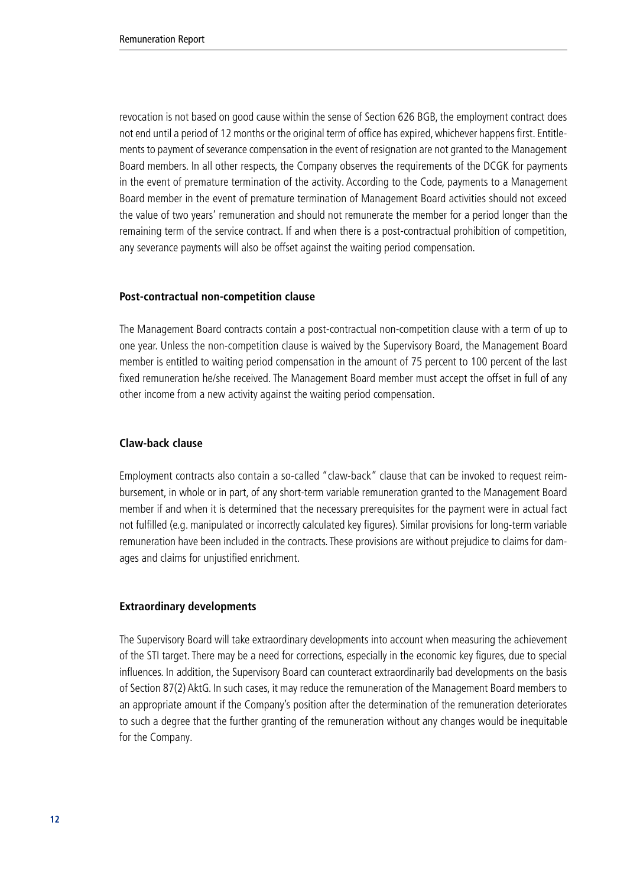revocation is not based on good cause within the sense of Section 626 BGB, the employment contract does not end until a period of 12 months or the original term of office has expired, whichever happens first. Entitlements to payment of severance compensation in the event of resignation are not granted to the Management Board members. In all other respects, the Company observes the requirements of the DCGK for payments in the event of premature termination of the activity. According to the Code, payments to a Management Board member in the event of premature termination of Management Board activities should not exceed the value of two years' remuneration and should not remunerate the member for a period longer than the remaining term of the service contract. If and when there is a post-contractual prohibition of competition, any severance payments will also be offset against the waiting period compensation.

#### Post-contractual non-competition clause

The Management Board contracts contain a post-contractual non-competition clause with a term of up to one year. Unless the non-competition clause is waived by the Supervisory Board, the Management Board member is entitled to waiting period compensation in the amount of 75 percent to 100 percent of the last fixed remuneration he/she received. The Management Board member must accept the offset in full of any other income from a new activity against the waiting period compensation.

#### Claw-back clause

Employment contracts also contain a so-called "claw-back" clause that can be invoked to request reimbursement, in whole or in part, of any short-term variable remuneration granted to the Management Board member if and when it is determined that the necessary prerequisites for the payment were in actual fact not fulfilled (e.g. manipulated or incorrectly calculated key figures). Similar provisions for long-term variable remuneration have been included in the contracts. These provisions are without prejudice to claims for damages and claims for unjustified enrichment.

#### Extraordinary developments

The Supervisory Board will take extraordinary developments into account when measuring the achievement of the STI target. There may be a need for corrections, especially in the economic key figures, due to special influences. In addition, the Supervisory Board can counteract extraordinarily bad developments on the basis of Section 87(2) AktG. In such cases, it may reduce the remuneration of the Management Board members to an appropriate amount if the Company's position after the determination of the remuneration deteriorates to such a degree that the further granting of the remuneration without any changes would be inequitable for the Company.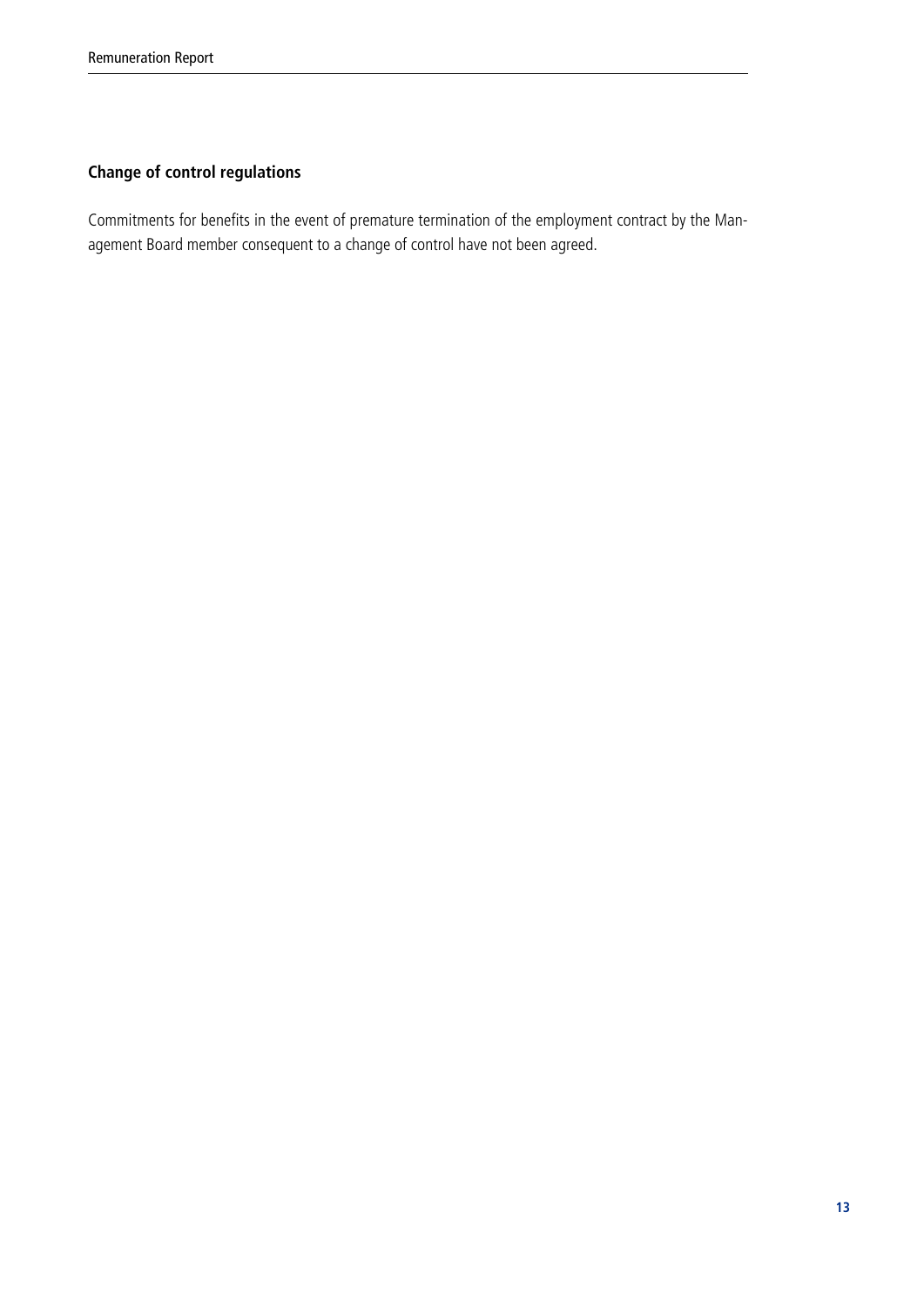## Change of control regulations

Commitments for benefits in the event of premature termination of the employment contract by the Management Board member consequent to a change of control have not been agreed.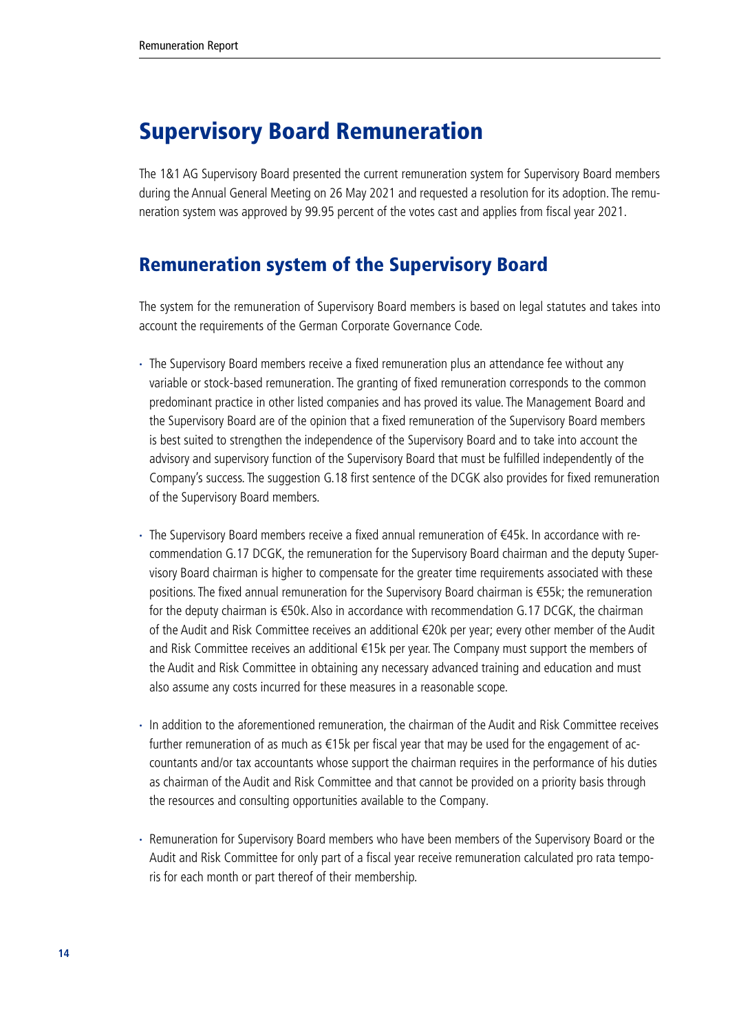# Supervisory Board Remuneration

The 1&1 AG Supervisory Board presented the current remuneration system for Supervisory Board members during the Annual General Meeting on 26 May 2021 and requested a resolution for its adoption. The remuneration system was approved by 99.95 percent of the votes cast and applies from fiscal year 2021.

## Remuneration system of the Supervisory Board

The system for the remuneration of Supervisory Board members is based on legal statutes and takes into account the requirements of the German Corporate Governance Code.

- The Supervisory Board members receive a fixed remuneration plus an attendance fee without any variable or stock-based remuneration. The granting of fixed remuneration corresponds to the common predominant practice in other listed companies and has proved its value. The Management Board and the Supervisory Board are of the opinion that a fixed remuneration of the Supervisory Board members is best suited to strengthen the independence of the Supervisory Board and to take into account the advisory and supervisory function of the Supervisory Board that must be fulfilled independently of the Company's success. The suggestion G.18 first sentence of the DCGK also provides for fixed remuneration of the Supervisory Board members.

- The Supervisory Board members receive a fixed annual remuneration of €45k. In accordance with recommendation G.17 DCGK, the remuneration for the Supervisory Board chairman and the deputy Supervisory Board chairman is higher to compensate for the greater time requirements associated with these positions. The fixed annual remuneration for the Supervisory Board chairman is €55k; the remuneration for the deputy chairman is €50k. Also in accordance with recommendation G.17 DCGK, the chairman of the Audit and Risk Committee receives an additional €20k per year; every other member of the Audit and Risk Committee receives an additional €15k per year. The Company must support the members of the Audit and Risk Committee in obtaining any necessary advanced training and education and must also assume any costs incurred for these measures in a reasonable scope.

- In addition to the aforementioned remuneration, the chairman of the Audit and Risk Committee receives further remuneration of as much as €15k per fiscal year that may be used for the engagement of accountants and/or tax accountants whose support the chairman requires in the performance of his duties as chairman of the Audit and Risk Committee and that cannot be provided on a priority basis through the resources and consulting opportunities available to the Company.

- Remuneration for Supervisory Board members who have been members of the Supervisory Board or the Audit and Risk Committee for only part of a fiscal year receive remuneration calculated pro rata temporis for each month or part thereof of their membership.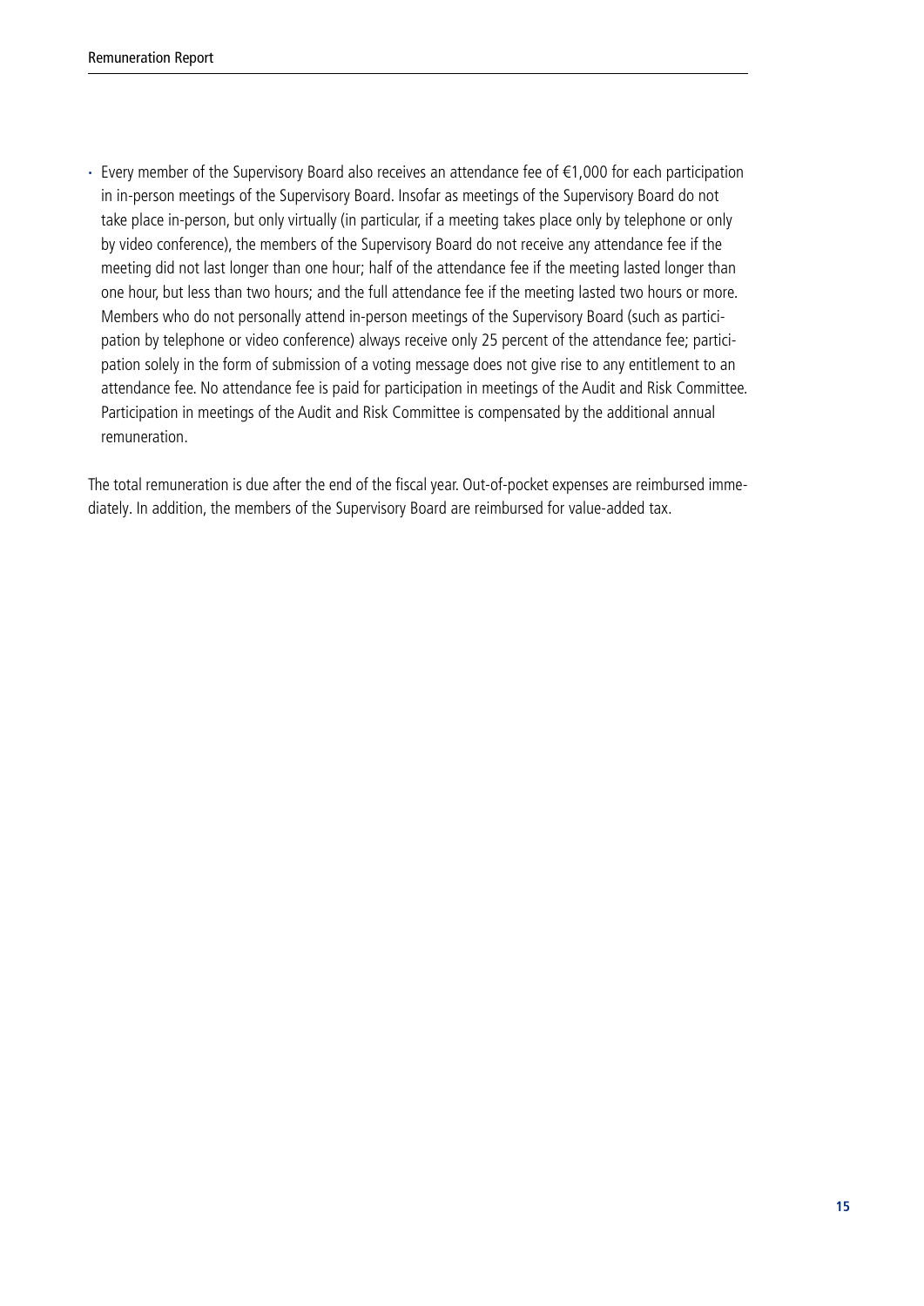- Every member of the Supervisory Board also receives an attendance fee of €1,000 for each participation in in-person meetings of the Supervisory Board. Insofar as meetings of the Supervisory Board do not take place in-person, but only virtually (in particular, if a meeting takes place only by telephone or only by video conference), the members of the Supervisory Board do not receive any attendance fee if the meeting did not last longer than one hour; half of the attendance fee if the meeting lasted longer than one hour, but less than two hours; and the full attendance fee if the meeting lasted two hours or more. Members who do not personally attend in-person meetings of the Supervisory Board (such as participation by telephone or video conference) always receive only 25 percent of the attendance fee; participation solely in the form of submission of a voting message does not give rise to any entitlement to an attendance fee. No attendance fee is paid for participation in meetings of the Audit and Risk Committee. Participation in meetings of the Audit and Risk Committee is compensated by the additional annual remuneration.

The total remuneration is due after the end of the fiscal year. Out-of-pocket expenses are reimbursed immediately. In addition, the members of the Supervisory Board are reimbursed for value-added tax.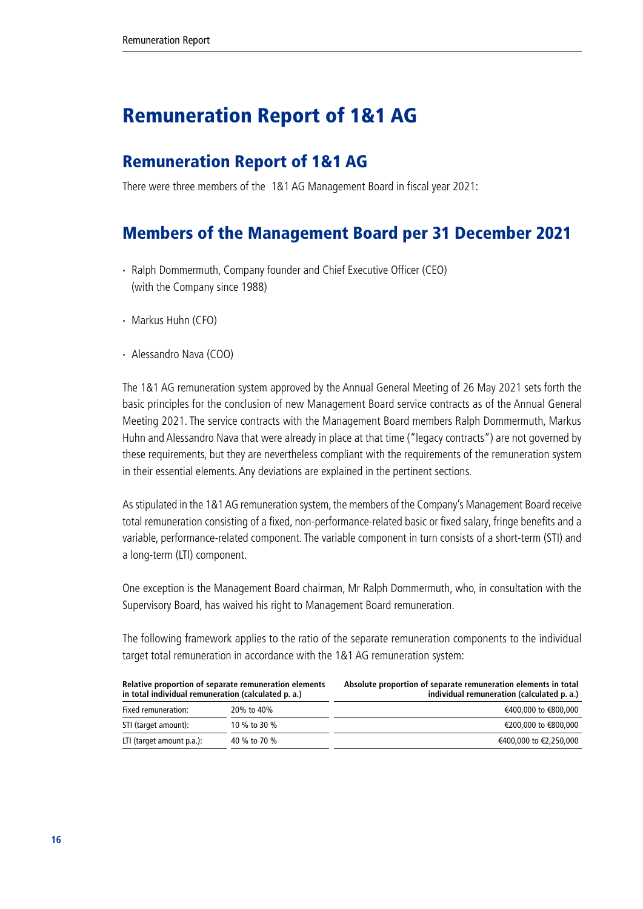# Remuneration Report of 1&1 AG

## Remuneration Report of 1&1 AG

There were three members of the 1&1 AG Management Board in fiscal year 2021:

## Members of the Management Board per 31 December 2021

- Ralph Dommermuth, Company founder and Chief Executive Officer (CEO) (with the Company since 1988)
- Markus Huhn (CFO)
- Alessandro Nava (COO)

The 1&1 AG remuneration system approved by the Annual General Meeting of 26 May 2021 sets forth the basic principles for the conclusion of new Management Board service contracts as of the Annual General Meeting 2021. The service contracts with the Management Board members Ralph Dommermuth, Markus Huhn and Alessandro Nava that were already in place at that time ("legacy contracts") are not governed by these requirements, but they are nevertheless compliant with the requirements of the remuneration system in their essential elements. Any deviations are explained in the pertinent sections.

As stipulated in the 1&1 AG remuneration system, the members of the Company's Management Board receive total remuneration consisting of a fixed, non-performance-related basic or fixed salary, fringe benefits and a variable, performance-related component. The variable component in turn consists of a short-term (STI) and a long-term (LTI) component.

One exception is the Management Board chairman, Mr Ralph Dommermuth, who, in consultation with the Supervisory Board, has waived his right to Management Board remuneration.

The following framework applies to the ratio of the separate remuneration components to the individual target total remuneration in accordance with the 1&1 AG remuneration system:

| **Relative proportion of separate remuneration elements in total individual remuneration (calculated p. a.)** | | **Absolute proportion of separate remuneration elements in total individual remuneration (calculated p. a.)** |
|---|---|---|
| Fixed remuneration: | 20% to 40% | €400,000 to €800,000 |
| STI (target amount): | 10 % to 30 % | €200,000 to €800,000 |
| LTI (target amount p.a.): | 40 % to 70 % | €400,000 to €2,250,000 |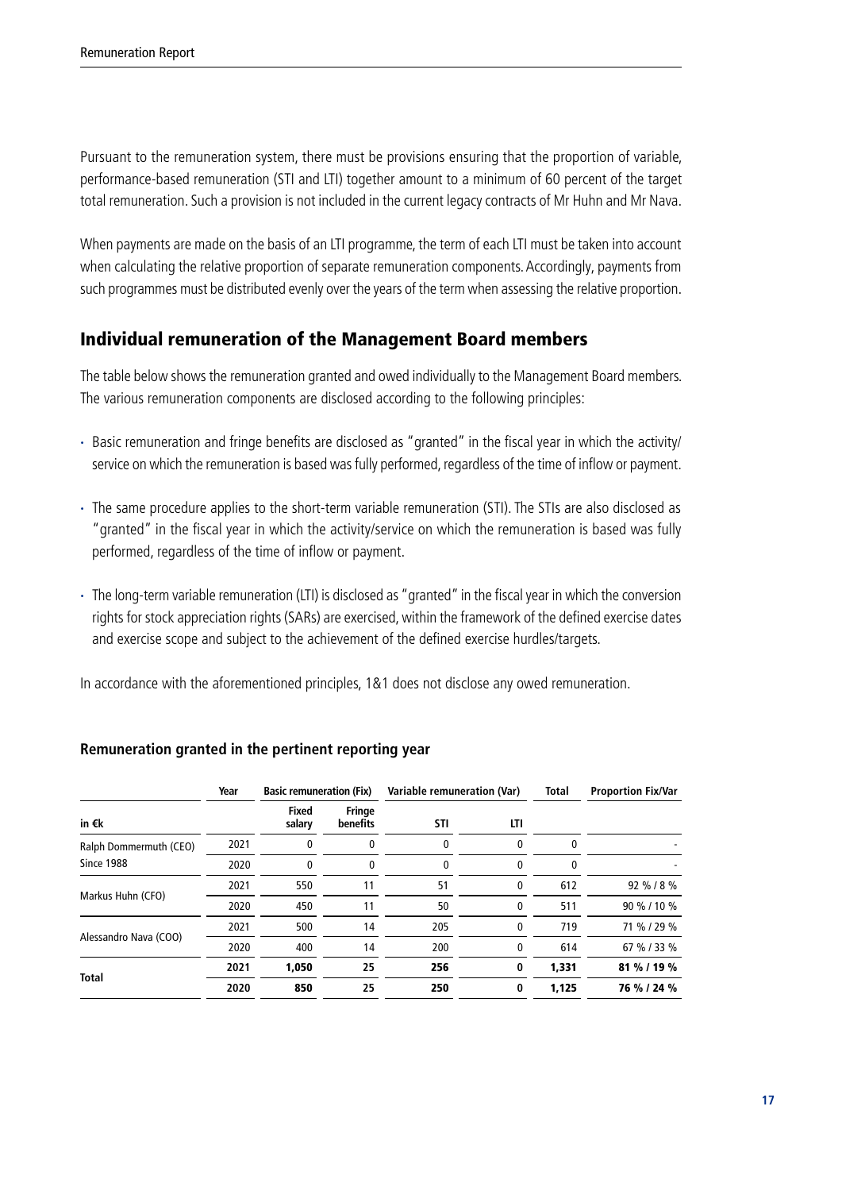Pursuant to the remuneration system, there must be provisions ensuring that the proportion of variable, performance-based remuneration (STI and LTI) together amount to a minimum of 60 percent of the target total remuneration. Such a provision is not included in the current legacy contracts of Mr Huhn and Mr Nava.

When payments are made on the basis of an LTI programme, the term of each LTI must be taken into account when calculating the relative proportion of separate remuneration components. Accordingly, payments from such programmes must be distributed evenly over the years of the term when assessing the relative proportion.

## Individual remuneration of the Management Board members

The table below shows the remuneration granted and owed individually to the Management Board members. The various remuneration components are disclosed according to the following principles:

- Basic remuneration and fringe benefits are disclosed as "granted" in the fiscal year in which the activity/ service on which the remuneration is based was fully performed, regardless of the time of inflow or payment.
- The same procedure applies to the short-term variable remuneration (STI). The STIs are also disclosed as "granted" in the fiscal year in which the activity/service on which the remuneration is based was fully performed, regardless of the time of inflow or payment.
- The long-term variable remuneration (LTI) is disclosed as "granted" in the fiscal year in which the conversion rights for stock appreciation rights (SARs) are exercised, within the framework of the defined exercise dates and exercise scope and subject to the achievement of the defined exercise hurdles/targets.

In accordance with the aforementioned principles, 1&1 does not disclose any owed remuneration.

**Remuneration granted in the pertinent reporting year**

| | Year | Basic remuneration (Fix) | | Variable remuneration (Var) | | Total | Proportion Fix/Var |
|---|---|---|---|---|---|---|---|
| in €k | | Fixed salary | Fringe benefits | STI | LTI | | |
| Ralph Dommermuth (CEO) | 2021 | 0 | 0 | 0 | 0 | 0 | - |
| Since 1988 | 2020 | 0 | 0 | 0 | 0 | 0 | - |
| Markus Huhn (CFO) | 2021 | 550 | 11 | 51 | 0 | 612 | 92 % / 8 % |
| | 2020 | 450 | 11 | 50 | 0 | 511 | 90 % / 10 % |
| Alessandro Nava (COO) | 2021 | 500 | 14 | 205 | 0 | 719 | 71 % / 29 % |
| | 2020 | 400 | 14 | 200 | 0 | 614 | 67 % / 33 % |
| **Total** | **2021** | **1,050** | **25** | **256** | **0** | **1,331** | **81 % / 19 %** |
| | **2020** | **850** | **25** | **250** | **0** | **1,125** | **76 % / 24 %** |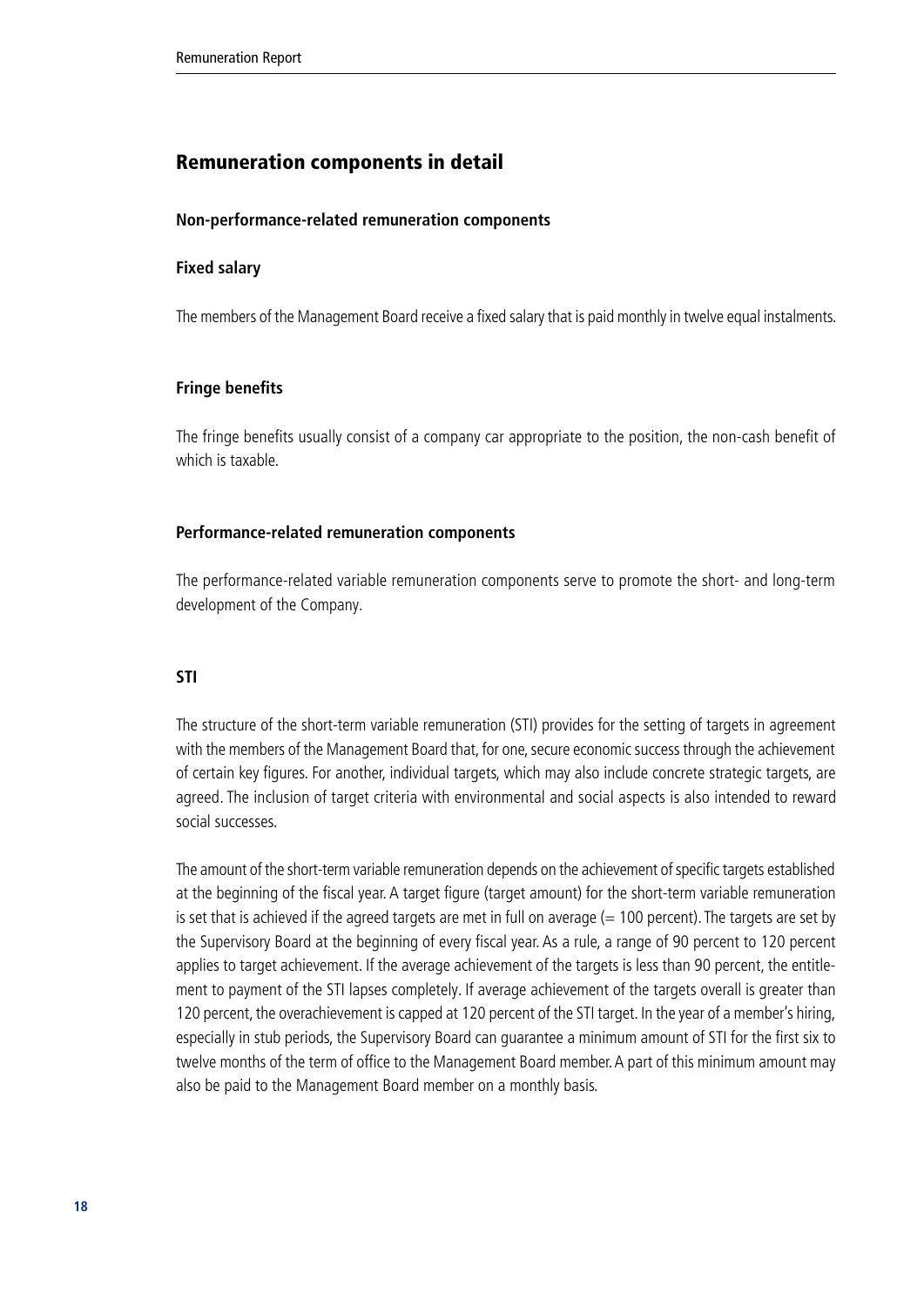## Remuneration components in detail

### Non-performance-related remuneration components

#### Fixed salary

The members of the Management Board receive a fixed salary that is paid monthly in twelve equal instalments.

#### Fringe benefits

The fringe benefits usually consist of a company car appropriate to the position, the non-cash benefit of which is taxable.

### Performance-related remuneration components

The performance-related variable remuneration components serve to promote the short- and long-term development of the Company.

#### STI

The structure of the short-term variable remuneration (STI) provides for the setting of targets in agreement with the members of the Management Board that, for one, secure economic success through the achievement of certain key figures. For another, individual targets, which may also include concrete strategic targets, are agreed. The inclusion of target criteria with environmental and social aspects is also intended to reward social successes.

The amount of the short-term variable remuneration depends on the achievement of specific targets established at the beginning of the fiscal year. A target figure (target amount) for the short-term variable remuneration is set that is achieved if the agreed targets are met in full on average (= 100 percent). The targets are set by the Supervisory Board at the beginning of every fiscal year. As a rule, a range of 90 percent to 120 percent applies to target achievement. If the average achievement of the targets is less than 90 percent, the entitlement to payment of the STI lapses completely. If average achievement of the targets overall is greater than 120 percent, the overachievement is capped at 120 percent of the STI target. In the year of a member's hiring, especially in stub periods, the Supervisory Board can guarantee a minimum amount of STI for the first six to twelve months of the term of office to the Management Board member. A part of this minimum amount may also be paid to the Management Board member on a monthly basis.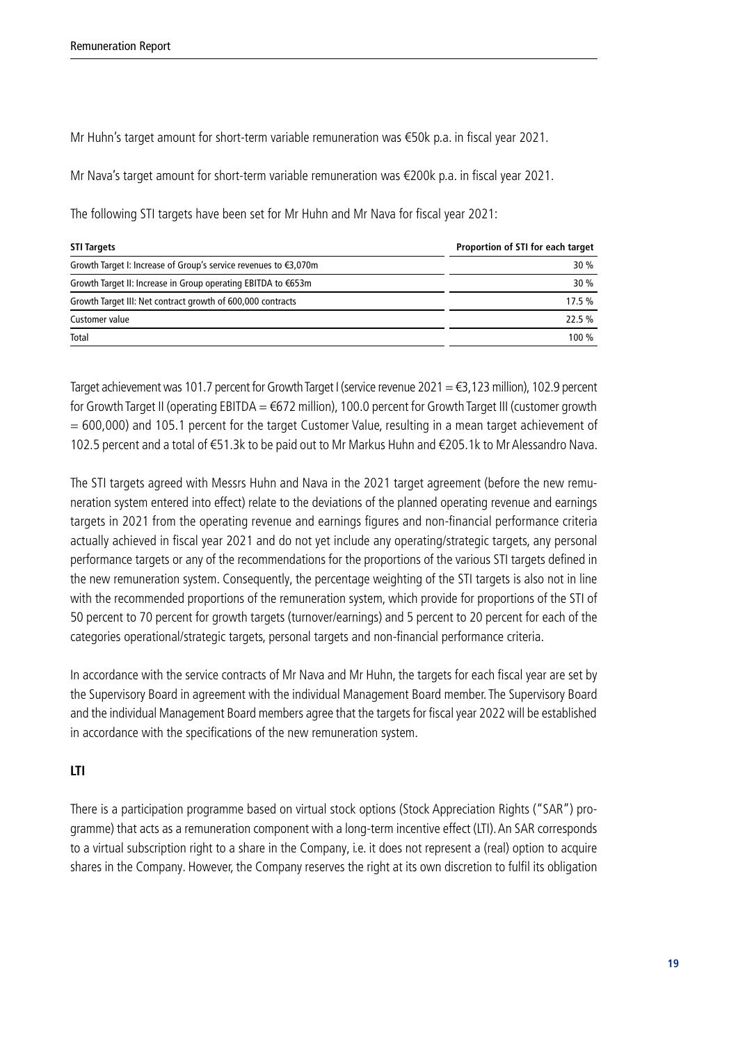Mr Huhn's target amount for short-term variable remuneration was €50k p.a. in fiscal year 2021.

Mr Nava's target amount for short-term variable remuneration was €200k p.a. in fiscal year 2021.

The following STI targets have been set for Mr Huhn and Mr Nava for fiscal year 2021:

| STI Targets | Proportion of STI for each target |
|---|---|
| Growth Target I: Increase of Group's service revenues to €3,070m | 30 % |
| Growth Target II: Increase in Group operating EBITDA to €653m | 30 % |
| Growth Target III: Net contract growth of 600,000 contracts | 17.5 % |
| Customer value | 22.5 % |
| Total | 100 % |

Target achievement was 101.7 percent for Growth Target I (service revenue 2021 = €3,123 million), 102.9 percent for Growth Target II (operating EBITDA = €672 million), 100.0 percent for Growth Target III (customer growth = 600,000) and 105.1 percent for the target Customer Value, resulting in a mean target achievement of 102.5 percent and a total of €51.3k to be paid out to Mr Markus Huhn and €205.1k to Mr Alessandro Nava.

The STI targets agreed with Messrs Huhn and Nava in the 2021 target agreement (before the new remuneration system entered into effect) relate to the deviations of the planned operating revenue and earnings targets in 2021 from the operating revenue and earnings figures and non-financial performance criteria actually achieved in fiscal year 2021 and do not yet include any operating/strategic targets, any personal performance targets or any of the recommendations for the proportions of the various STI targets defined in the new remuneration system. Consequently, the percentage weighting of the STI targets is also not in line with the recommended proportions of the remuneration system, which provide for proportions of the STI of 50 percent to 70 percent for growth targets (turnover/earnings) and 5 percent to 20 percent for each of the categories operational/strategic targets, personal targets and non-financial performance criteria.

In accordance with the service contracts of Mr Nava and Mr Huhn, the targets for each fiscal year are set by the Supervisory Board in agreement with the individual Management Board member. The Supervisory Board and the individual Management Board members agree that the targets for fiscal year 2022 will be established in accordance with the specifications of the new remuneration system.

**LTI**

There is a participation programme based on virtual stock options (Stock Appreciation Rights ("SAR") programme) that acts as a remuneration component with a long-term incentive effect (LTI). An SAR corresponds to a virtual subscription right to a share in the Company, i.e. it does not represent a (real) option to acquire shares in the Company. However, the Company reserves the right at its own discretion to fulfil its obligation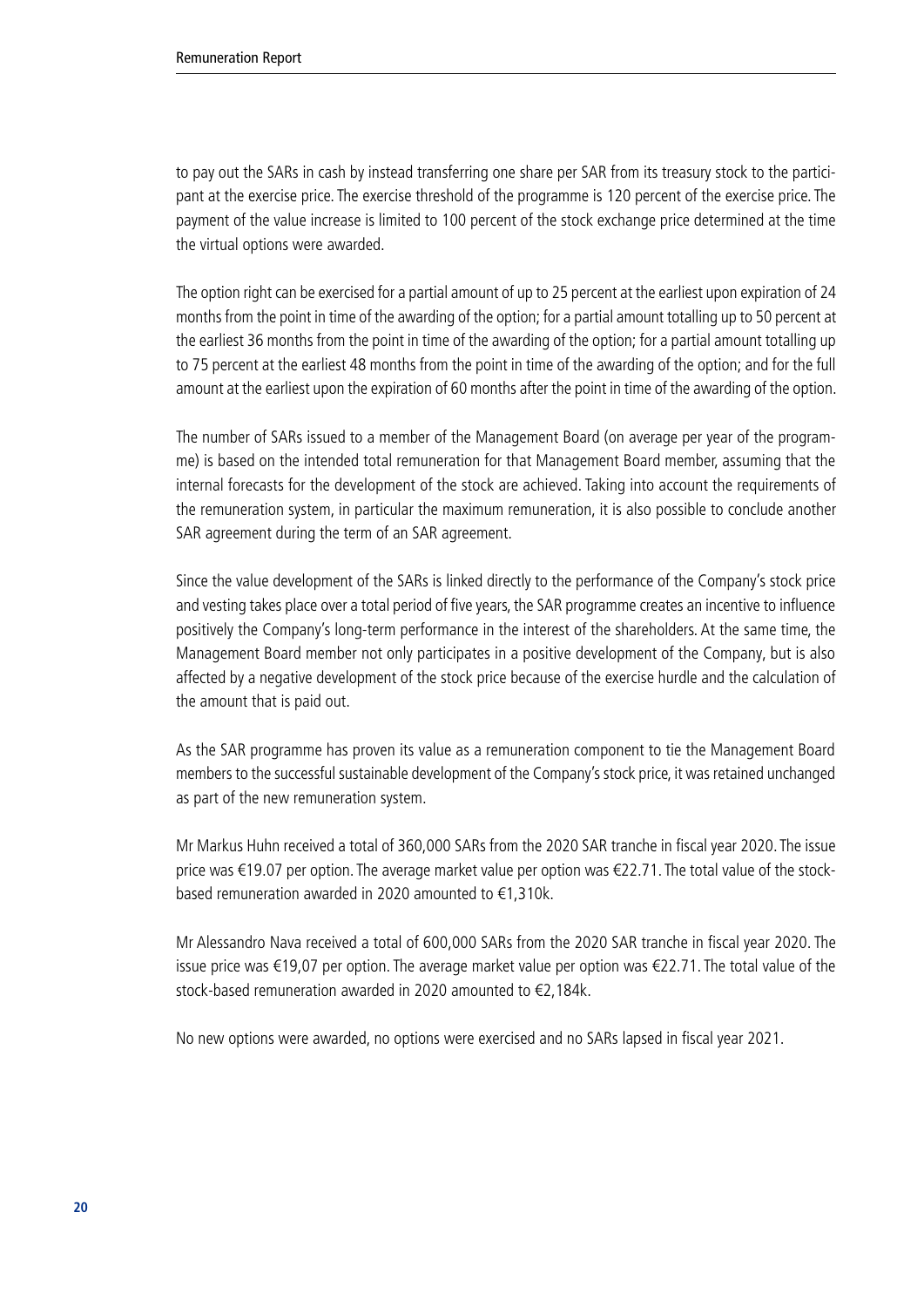to pay out the SARs in cash by instead transferring one share per SAR from its treasury stock to the participant at the exercise price. The exercise threshold of the programme is 120 percent of the exercise price. The payment of the value increase is limited to 100 percent of the stock exchange price determined at the time the virtual options were awarded.

The option right can be exercised for a partial amount of up to 25 percent at the earliest upon expiration of 24 months from the point in time of the awarding of the option; for a partial amount totalling up to 50 percent at the earliest 36 months from the point in time of the awarding of the option; for a partial amount totalling up to 75 percent at the earliest 48 months from the point in time of the awarding of the option; and for the full amount at the earliest upon the expiration of 60 months after the point in time of the awarding of the option.

The number of SARs issued to a member of the Management Board (on average per year of the programme) is based on the intended total remuneration for that Management Board member, assuming that the internal forecasts for the development of the stock are achieved. Taking into account the requirements of the remuneration system, in particular the maximum remuneration, it is also possible to conclude another SAR agreement during the term of an SAR agreement.

Since the value development of the SARs is linked directly to the performance of the Company's stock price and vesting takes place over a total period of five years, the SAR programme creates an incentive to influence positively the Company's long-term performance in the interest of the shareholders. At the same time, the Management Board member not only participates in a positive development of the Company, but is also affected by a negative development of the stock price because of the exercise hurdle and the calculation of the amount that is paid out.

As the SAR programme has proven its value as a remuneration component to tie the Management Board members to the successful sustainable development of the Company's stock price, it was retained unchanged as part of the new remuneration system.

Mr Markus Huhn received a total of 360,000 SARs from the 2020 SAR tranche in fiscal year 2020. The issue price was €19.07 per option. The average market value per option was €22.71. The total value of the stock-based remuneration awarded in 2020 amounted to €1,310k.

Mr Alessandro Nava received a total of 600,000 SARs from the 2020 SAR tranche in fiscal year 2020. The issue price was €19,07 per option. The average market value per option was €22.71. The total value of the stock-based remuneration awarded in 2020 amounted to €2,184k.

No new options were awarded, no options were exercised and no SARs lapsed in fiscal year 2021.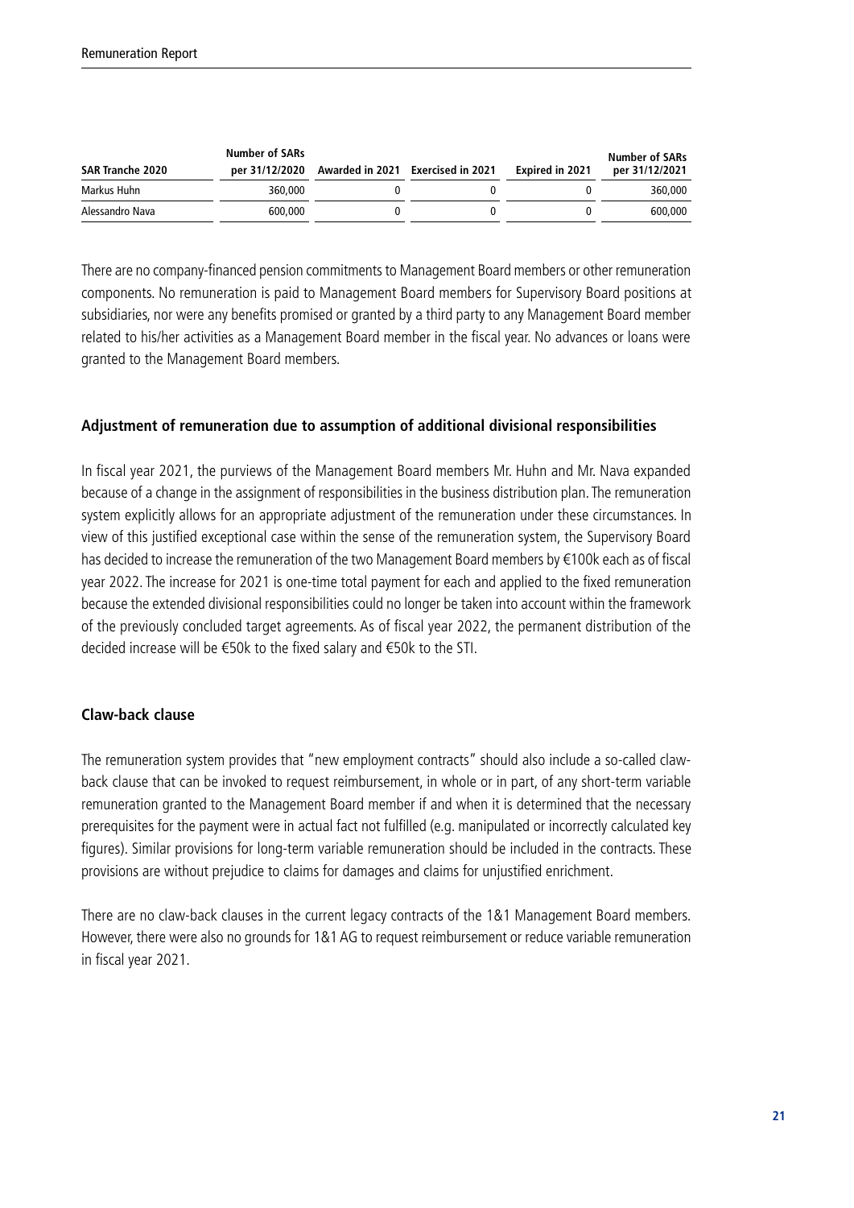| SAR Tranche 2020 | Number of SARs per 31/12/2020 | Awarded in 2021 | Exercised in 2021 | Expired in 2021 | Number of SARs per 31/12/2021 |
|---|---|---|---|---|---|
| Markus Huhn | 360,000 | 0 | 0 | 0 | 360,000 |
| Alessandro Nava | 600,000 | 0 | 0 | 0 | 600,000 |

There are no company-financed pension commitments to Management Board members or other remuneration components. No remuneration is paid to Management Board members for Supervisory Board positions at subsidiaries, nor were any benefits promised or granted by a third party to any Management Board member related to his/her activities as a Management Board member in the fiscal year. No advances or loans were granted to the Management Board members.

### Adjustment of remuneration due to assumption of additional divisional responsibilities

In fiscal year 2021, the purviews of the Management Board members Mr. Huhn and Mr. Nava expanded because of a change in the assignment of responsibilities in the business distribution plan. The remuneration system explicitly allows for an appropriate adjustment of the remuneration under these circumstances. In view of this justified exceptional case within the sense of the remuneration system, the Supervisory Board has decided to increase the remuneration of the two Management Board members by €100k each as of fiscal year 2022. The increase for 2021 is one-time total payment for each and applied to the fixed remuneration because the extended divisional responsibilities could no longer be taken into account within the framework of the previously concluded target agreements. As of fiscal year 2022, the permanent distribution of the decided increase will be €50k to the fixed salary and €50k to the STI.

### Claw-back clause

The remuneration system provides that "new employment contracts" should also include a so-called claw-back clause that can be invoked to request reimbursement, in whole or in part, of any short-term variable remuneration granted to the Management Board member if and when it is determined that the necessary prerequisites for the payment were in actual fact not fulfilled (e.g. manipulated or incorrectly calculated key figures). Similar provisions for long-term variable remuneration should be included in the contracts. These provisions are without prejudice to claims for damages and claims for unjustified enrichment.

There are no claw-back clauses in the current legacy contracts of the 1&1 Management Board members. However, there were also no grounds for 1&1 AG to request reimbursement or reduce variable remuneration in fiscal year 2021.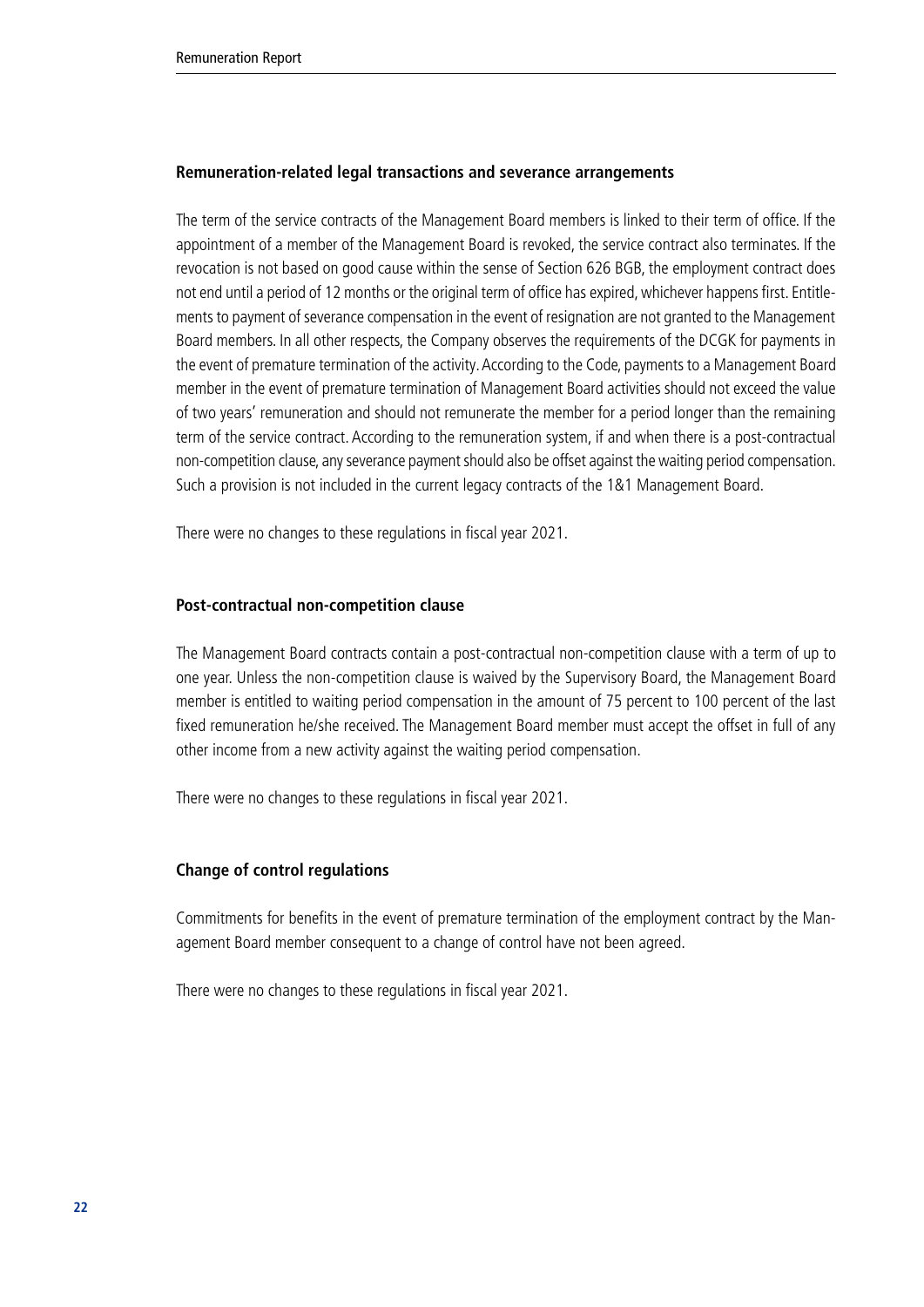## Remuneration-related legal transactions and severance arrangements

The term of the service contracts of the Management Board members is linked to their term of office. If the appointment of a member of the Management Board is revoked, the service contract also terminates. If the revocation is not based on good cause within the sense of Section 626 BGB, the employment contract does not end until a period of 12 months or the original term of office has expired, whichever happens first. Entitlements to payment of severance compensation in the event of resignation are not granted to the Management Board members. In all other respects, the Company observes the requirements of the DCGK for payments in the event of premature termination of the activity. According to the Code, payments to a Management Board member in the event of premature termination of Management Board activities should not exceed the value of two years' remuneration and should not remunerate the member for a period longer than the remaining term of the service contract. According to the remuneration system, if and when there is a post-contractual non-competition clause, any severance payment should also be offset against the waiting period compensation. Such a provision is not included in the current legacy contracts of the 1&1 Management Board.

There were no changes to these regulations in fiscal year 2021.

## Post-contractual non-competition clause

The Management Board contracts contain a post-contractual non-competition clause with a term of up to one year. Unless the non-competition clause is waived by the Supervisory Board, the Management Board member is entitled to waiting period compensation in the amount of 75 percent to 100 percent of the last fixed remuneration he/she received. The Management Board member must accept the offset in full of any other income from a new activity against the waiting period compensation.

There were no changes to these regulations in fiscal year 2021.

## Change of control regulations

Commitments for benefits in the event of premature termination of the employment contract by the Management Board member consequent to a change of control have not been agreed.

There were no changes to these regulations in fiscal year 2021.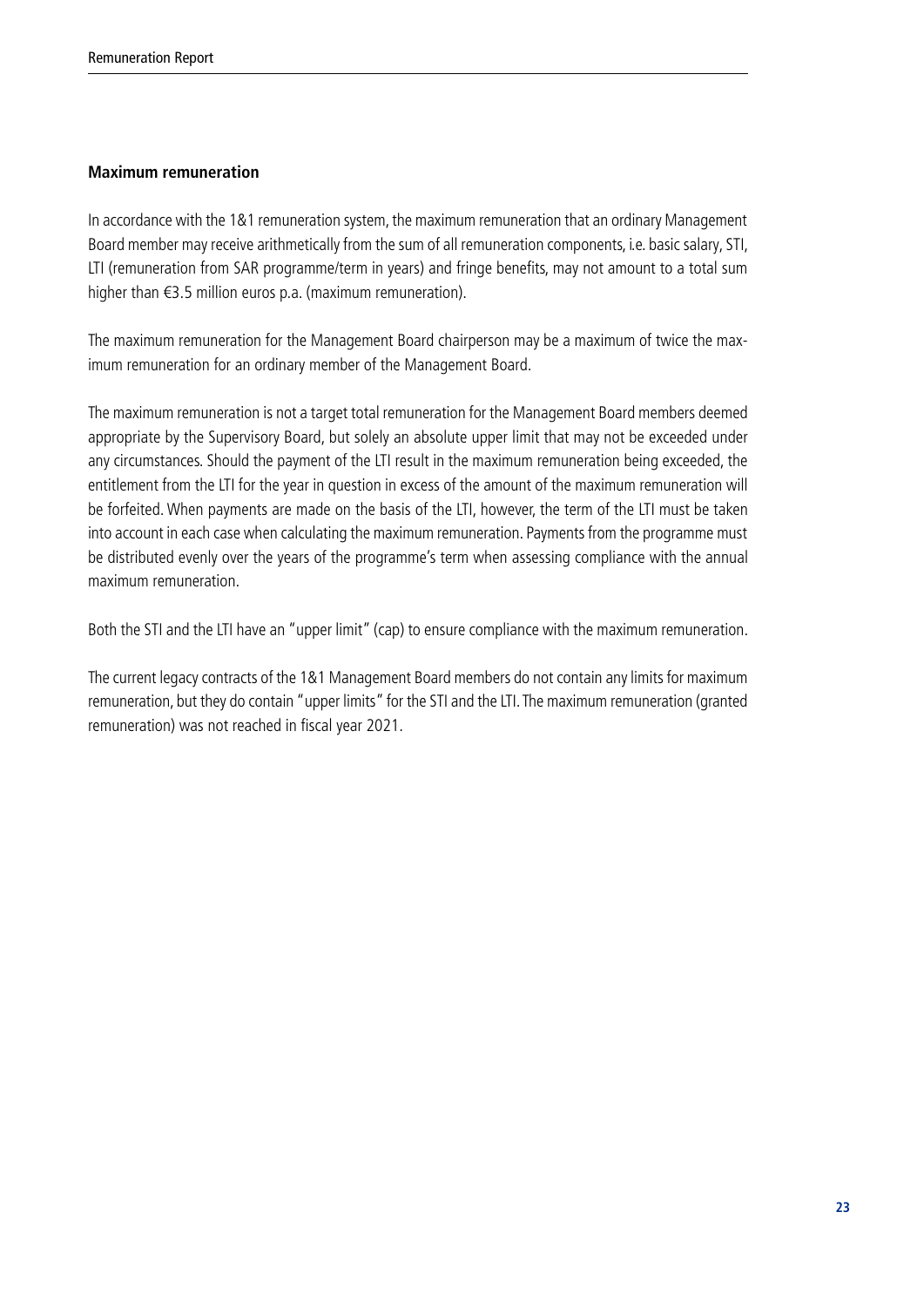### Maximum remuneration

In accordance with the 1&1 remuneration system, the maximum remuneration that an ordinary Management Board member may receive arithmetically from the sum of all remuneration components, i.e. basic salary, STI, LTI (remuneration from SAR programme/term in years) and fringe benefits, may not amount to a total sum higher than €3.5 million euros p.a. (maximum remuneration).

The maximum remuneration for the Management Board chairperson may be a maximum of twice the maximum remuneration for an ordinary member of the Management Board.

The maximum remuneration is not a target total remuneration for the Management Board members deemed appropriate by the Supervisory Board, but solely an absolute upper limit that may not be exceeded under any circumstances. Should the payment of the LTI result in the maximum remuneration being exceeded, the entitlement from the LTI for the year in question in excess of the amount of the maximum remuneration will be forfeited. When payments are made on the basis of the LTI, however, the term of the LTI must be taken into account in each case when calculating the maximum remuneration. Payments from the programme must be distributed evenly over the years of the programme's term when assessing compliance with the annual maximum remuneration.

Both the STI and the LTI have an "upper limit" (cap) to ensure compliance with the maximum remuneration.

The current legacy contracts of the 1&1 Management Board members do not contain any limits for maximum remuneration, but they do contain "upper limits" for the STI and the LTI. The maximum remuneration (granted remuneration) was not reached in fiscal year 2021.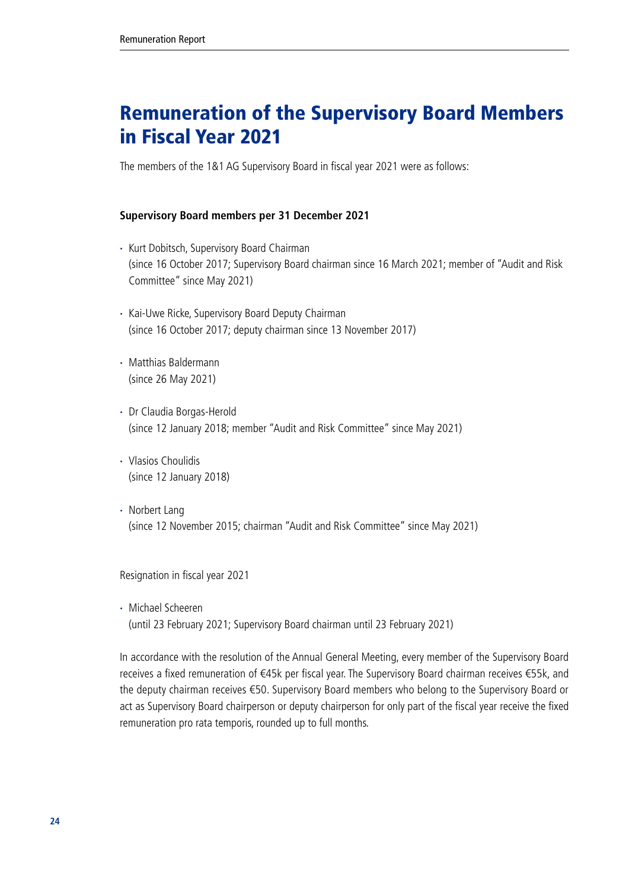# Remuneration of the Supervisory Board Members in Fiscal Year 2021

The members of the 1&1 AG Supervisory Board in fiscal year 2021 were as follows:

**Supervisory Board members per 31 December 2021**

- Kurt Dobitsch, Supervisory Board Chairman
  (since 16 October 2017; Supervisory Board chairman since 16 March 2021; member of "Audit and Risk Committee" since May 2021)
- Kai-Uwe Ricke, Supervisory Board Deputy Chairman
  (since 16 October 2017; deputy chairman since 13 November 2017)
- Matthias Baldermann
  (since 26 May 2021)
- Dr Claudia Borgas-Herold
  (since 12 January 2018; member "Audit and Risk Committee" since May 2021)
- Vlasios Choulidis
  (since 12 January 2018)
- Norbert Lang
  (since 12 November 2015; chairman "Audit and Risk Committee" since May 2021)

Resignation in fiscal year 2021

- Michael Scheeren
  (until 23 February 2021; Supervisory Board chairman until 23 February 2021)

In accordance with the resolution of the Annual General Meeting, every member of the Supervisory Board receives a fixed remuneration of €45k per fiscal year. The Supervisory Board chairman receives €55k, and the deputy chairman receives €50. Supervisory Board members who belong to the Supervisory Board or act as Supervisory Board chairperson or deputy chairperson for only part of the fiscal year receive the fixed remuneration pro rata temporis, rounded up to full months.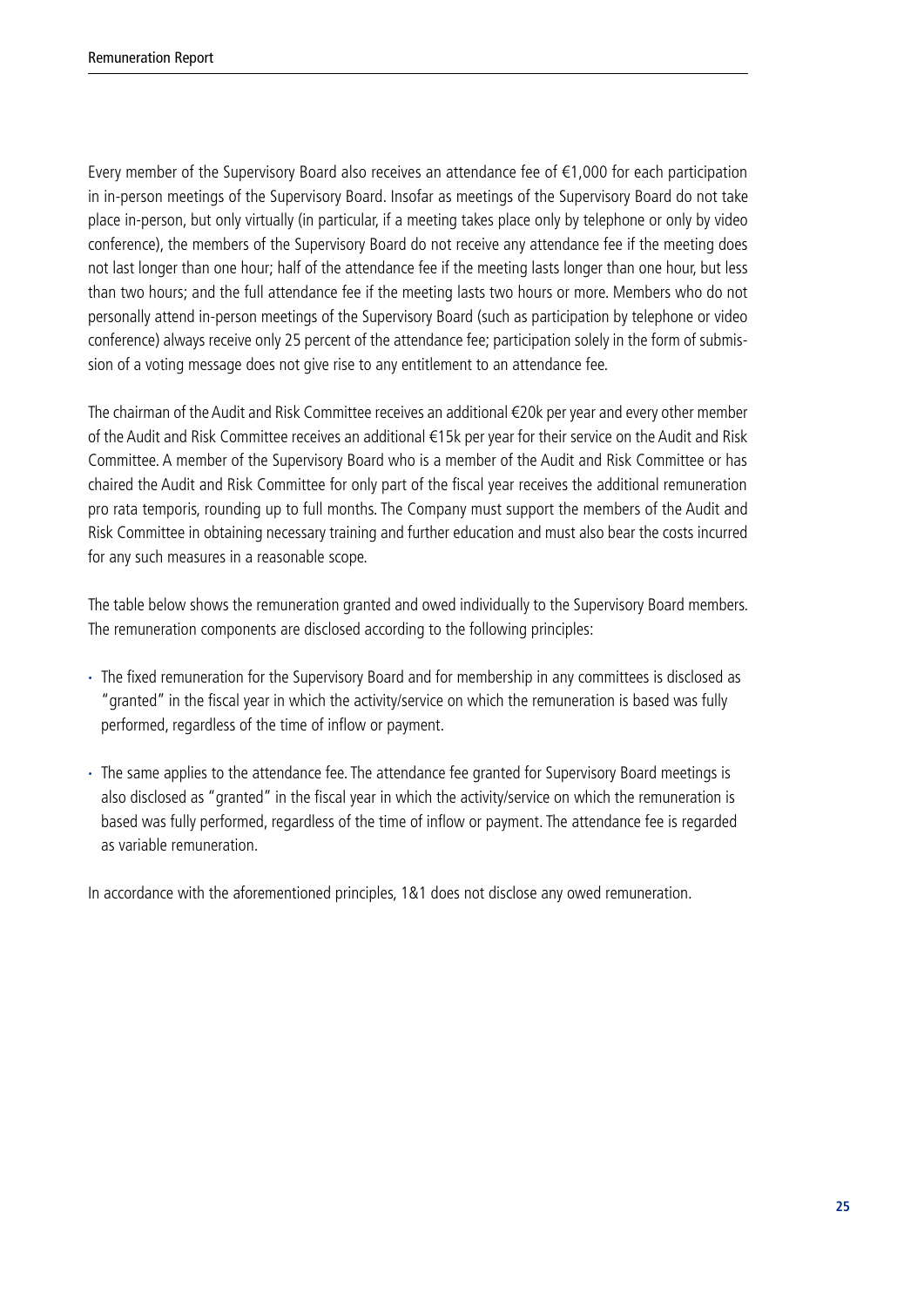Every member of the Supervisory Board also receives an attendance fee of €1,000 for each participation in in-person meetings of the Supervisory Board. Insofar as meetings of the Supervisory Board do not take place in-person, but only virtually (in particular, if a meeting takes place only by telephone or only by video conference), the members of the Supervisory Board do not receive any attendance fee if the meeting does not last longer than one hour; half of the attendance fee if the meeting lasts longer than one hour, but less than two hours; and the full attendance fee if the meeting lasts two hours or more. Members who do not personally attend in-person meetings of the Supervisory Board (such as participation by telephone or video conference) always receive only 25 percent of the attendance fee; participation solely in the form of submission of a voting message does not give rise to any entitlement to an attendance fee.

The chairman of the Audit and Risk Committee receives an additional €20k per year and every other member of the Audit and Risk Committee receives an additional €15k per year for their service on the Audit and Risk Committee. A member of the Supervisory Board who is a member of the Audit and Risk Committee or has chaired the Audit and Risk Committee for only part of the fiscal year receives the additional remuneration pro rata temporis, rounding up to full months. The Company must support the members of the Audit and Risk Committee in obtaining necessary training and further education and must also bear the costs incurred for any such measures in a reasonable scope.

The table below shows the remuneration granted and owed individually to the Supervisory Board members. The remuneration components are disclosed according to the following principles:

- The fixed remuneration for the Supervisory Board and for membership in any committees is disclosed as "granted" in the fiscal year in which the activity/service on which the remuneration is based was fully performed, regardless of the time of inflow or payment.
- The same applies to the attendance fee. The attendance fee granted for Supervisory Board meetings is also disclosed as "granted" in the fiscal year in which the activity/service on which the remuneration is based was fully performed, regardless of the time of inflow or payment. The attendance fee is regarded as variable remuneration.

In accordance with the aforementioned principles, 1&1 does not disclose any owed remuneration.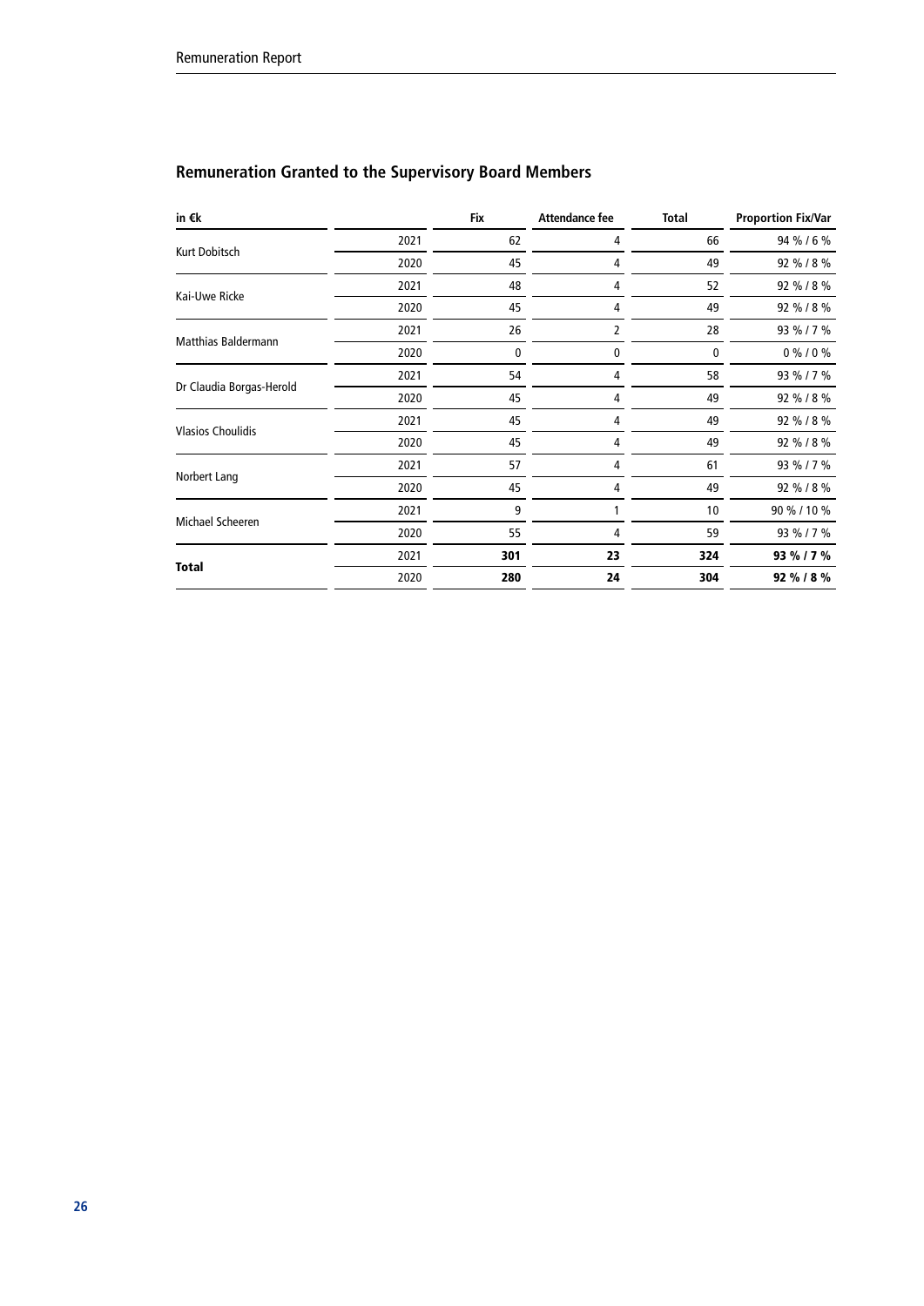## Remuneration Granted to the Supervisory Board Members

| in €k | | Fix | Attendance fee | Total | Proportion Fix/Var |
|---|---|---|---|---|---|
| Kurt Dobitsch | 2021 | 62 | 4 | 66 | 94 % / 6 % |
| | 2020 | 45 | 4 | 49 | 92 % / 8 % |
| Kai-Uwe Ricke | 2021 | 48 | 4 | 52 | 92 % / 8 % |
| | 2020 | 45 | 4 | 49 | 92 % / 8 % |
| Matthias Baldermann | 2021 | 26 | 2 | 28 | 93 % / 7 % |
| | 2020 | 0 | 0 | 0 | 0 % / 0 % |
| Dr Claudia Borgas-Herold | 2021 | 54 | 4 | 58 | 93 % / 7 % |
| | 2020 | 45 | 4 | 49 | 92 % / 8 % |
| Vlasios Choulidis | 2021 | 45 | 4 | 49 | 92 % / 8 % |
| | 2020 | 45 | 4 | 49 | 92 % / 8 % |
| Norbert Lang | 2021 | 57 | 4 | 61 | 93 % / 7 % |
| | 2020 | 45 | 4 | 49 | 92 % / 8 % |
| Michael Scheeren | 2021 | 9 | 1 | 10 | 90 % / 10 % |
| | 2020 | 55 | 4 | 59 | 93 % / 7 % |
| **Total** | 2021 | **301** | **23** | **324** | **93 % / 7 %** |
| | 2020 | **280** | **24** | **304** | **92 % / 8 %** |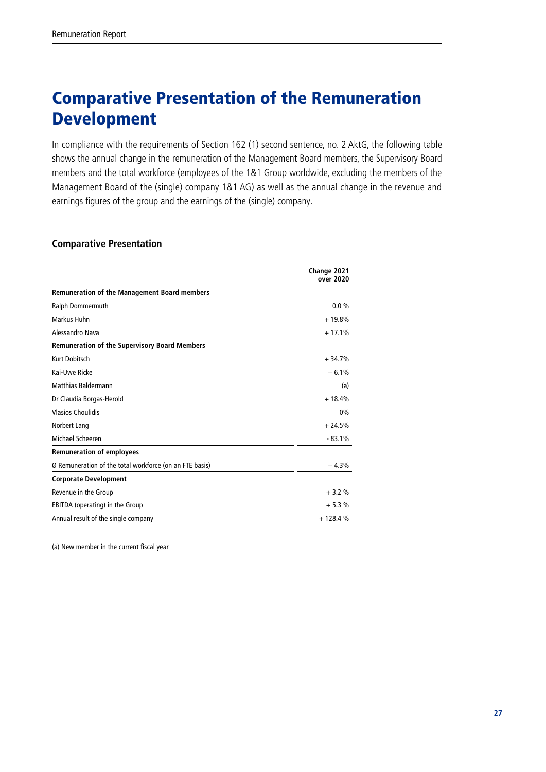# Comparative Presentation of the Remuneration Development

In compliance with the requirements of Section 162 (1) second sentence, no. 2 AktG, the following table shows the annual change in the remuneration of the Management Board members, the Supervisory Board members and the total workforce (employees of the 1&1 Group worldwide, excluding the members of the Management Board of the (single) company 1&1 AG) as well as the annual change in the revenue and earnings figures of the group and the earnings of the (single) company.

### Comparative Presentation

| | Change 2021 over 2020 |
|---|---|
| **Remuneration of the Management Board members** | |
| Ralph Dommermuth | 0.0 % |
| Markus Huhn | + 19.8% |
| Alessandro Nava | + 17.1% |
| **Remuneration of the Supervisory Board Members** | |
| Kurt Dobitsch | + 34.7% |
| Kai-Uwe Ricke | + 6.1% |
| Matthias Baldermann | (a) |
| Dr Claudia Borgas-Herold | + 18.4% |
| Vlasios Choulidis | 0% |
| Norbert Lang | + 24.5% |
| Michael Scheeren | - 83.1% |
| **Remuneration of employees** | |
| Ø Remuneration of the total workforce (on an FTE basis) | + 4.3% |
| **Corporate Development** | |
| Revenue in the Group | + 3.2 % |
| EBITDA (operating) in the Group | + 5.3 % |
| Annual result of the single company | + 128.4 % |

(a) New member in the current fiscal year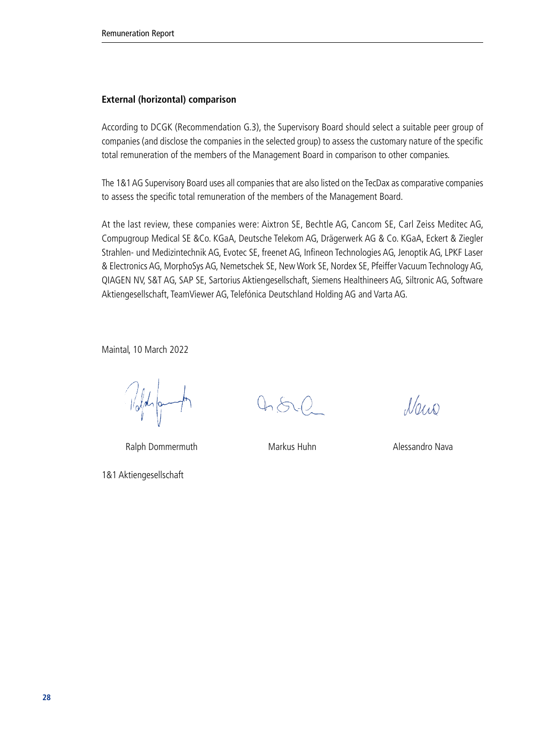### External (horizontal) comparison

According to DCGK (Recommendation G.3), the Supervisory Board should select a suitable peer group of companies (and disclose the companies in the selected group) to assess the customary nature of the specific total remuneration of the members of the Management Board in comparison to other companies.

The 1&1 AG Supervisory Board uses all companies that are also listed on the TecDax as comparative companies to assess the specific total remuneration of the members of the Management Board.

At the last review, these companies were: Aixtron SE, Bechtle AG, Cancom SE, Carl Zeiss Meditec AG, Compugroup Medical SE &Co. KGaA, Deutsche Telekom AG, Drägerwerk AG & Co. KGaA, Eckert & Ziegler Strahlen- und Medizintechnik AG, Evotec SE, freenet AG, Infineon Technologies AG, Jenoptik AG, LPKF Laser & Electronics AG, MorphoSys AG, Nemetschek SE, New Work SE, Nordex SE, Pfeiffer Vacuum Technology AG, QIAGEN NV, S&T AG, SAP SE, Sartorius Aktiengesellschaft, Siemens Healthineers AG, Siltronic AG, Software Aktiengesellschaft, TeamViewer AG, Telefónica Deutschland Holding AG and Varta AG.

Maintal, 10 March 2022

Ralph Dommermuth | Markus Huhn | Alessandro Nava

1&1 Aktiengesellschaft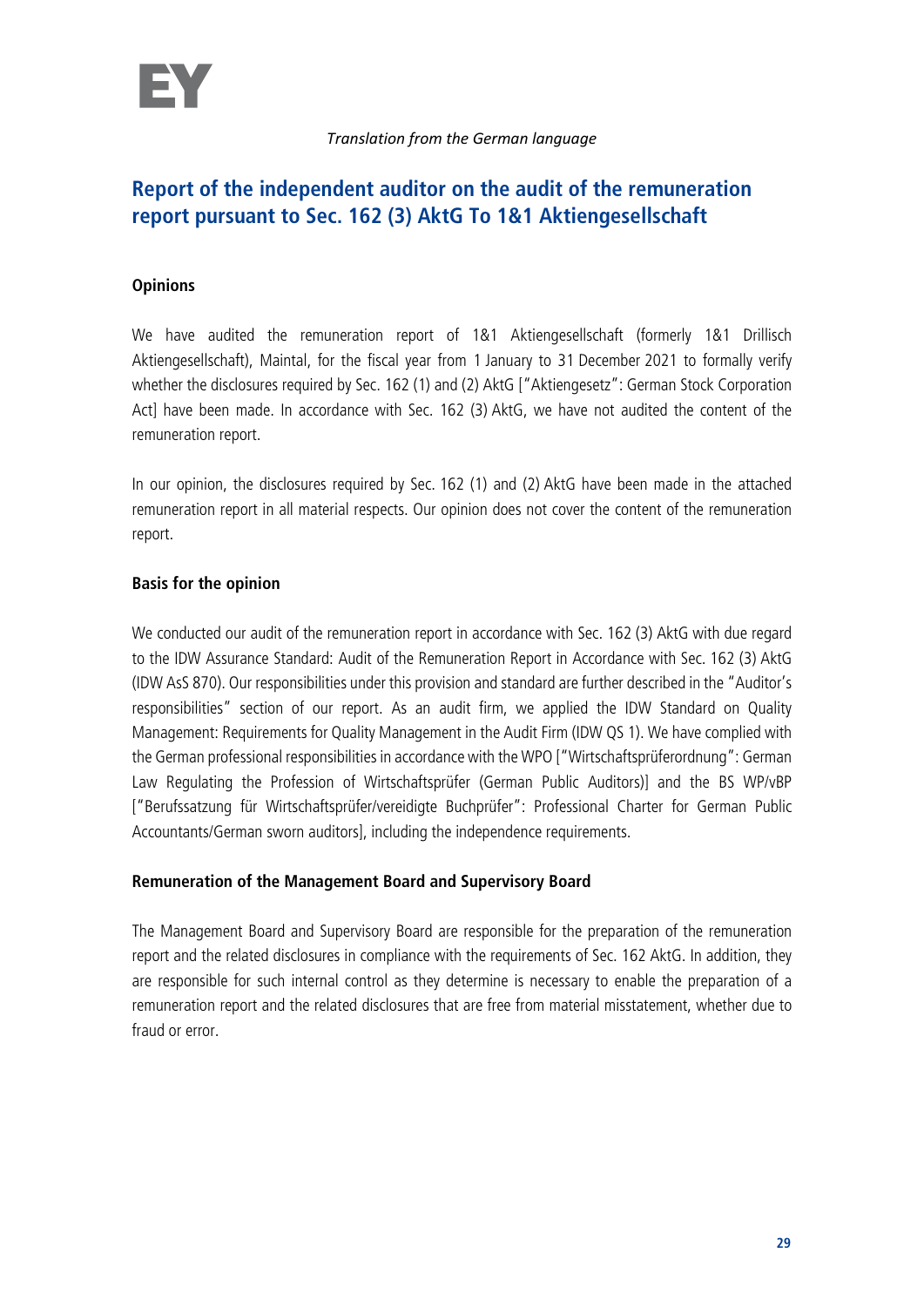*Translation from the German language*

# Report of the independent auditor on the audit of the remuneration report pursuant to Sec. 162 (3) AktG To 1&1 Aktiengesellschaft

## Opinions

We have audited the remuneration report of 1&1 Aktiengesellschaft (formerly 1&1 Drillisch Aktiengesellschaft), Maintal, for the fiscal year from 1 January to 31 December 2021 to formally verify whether the disclosures required by Sec. 162 (1) and (2) AktG ["Aktiengesetz": German Stock Corporation Act] have been made. In accordance with Sec. 162 (3) AktG, we have not audited the content of the remuneration report.

In our opinion, the disclosures required by Sec. 162 (1) and (2) AktG have been made in the attached remuneration report in all material respects. Our opinion does not cover the content of the remuneration report.

## Basis for the opinion

We conducted our audit of the remuneration report in accordance with Sec. 162 (3) AktG with due regard to the IDW Assurance Standard: Audit of the Remuneration Report in Accordance with Sec. 162 (3) AktG (IDW AsS 870). Our responsibilities under this provision and standard are further described in the "Auditor's responsibilities" section of our report. As an audit firm, we applied the IDW Standard on Quality Management: Requirements for Quality Management in the Audit Firm (IDW QS 1). We have complied with the German professional responsibilities in accordance with the WPO ["Wirtschaftsprüferordnung": German Law Regulating the Profession of Wirtschaftsprüfer (German Public Auditors)] and the BS WP/vBP ["Berufssatzung für Wirtschaftsprüfer/vereidigte Buchprüfer": Professional Charter for German Public Accountants/German sworn auditors], including the independence requirements.

## Remuneration of the Management Board and Supervisory Board

The Management Board and Supervisory Board are responsible for the preparation of the remuneration report and the related disclosures in compliance with the requirements of Sec. 162 AktG. In addition, they are responsible for such internal control as they determine is necessary to enable the preparation of a remuneration report and the related disclosures that are free from material misstatement, whether due to fraud or error.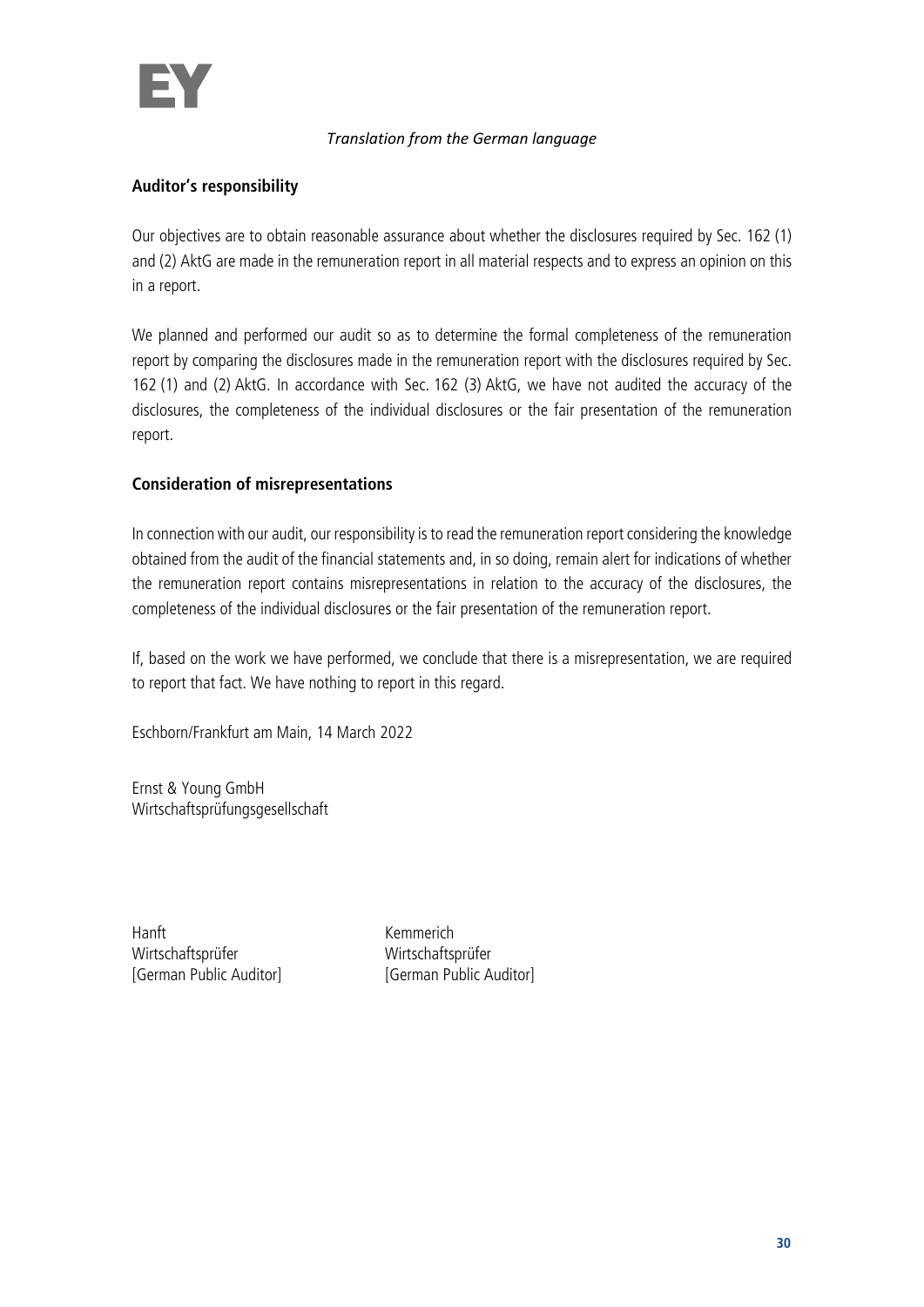*Translation from the German language*

## Auditor's responsibility

Our objectives are to obtain reasonable assurance about whether the disclosures required by Sec. 162 (1) and (2) AktG are made in the remuneration report in all material respects and to express an opinion on this in a report.

We planned and performed our audit so as to determine the formal completeness of the remuneration report by comparing the disclosures made in the remuneration report with the disclosures required by Sec. 162 (1) and (2) AktG. In accordance with Sec. 162 (3) AktG, we have not audited the accuracy of the disclosures, the completeness of the individual disclosures or the fair presentation of the remuneration report.

## Consideration of misrepresentations

In connection with our audit, our responsibility is to read the remuneration report considering the knowledge obtained from the audit of the financial statements and, in so doing, remain alert for indications of whether the remuneration report contains misrepresentations in relation to the accuracy of the disclosures, the completeness of the individual disclosures or the fair presentation of the remuneration report.

If, based on the work we have performed, we conclude that there is a misrepresentation, we are required to report that fact. We have nothing to report in this regard.

Eschborn/Frankfurt am Main, 14 March 2022

Ernst & Young GmbH
Wirtschaftsprüfungsgesellschaft

Hanft
Wirtschaftsprüfer
[German Public Auditor]

Kemmerich
Wirtschaftsprüfer
[German Public Auditor]